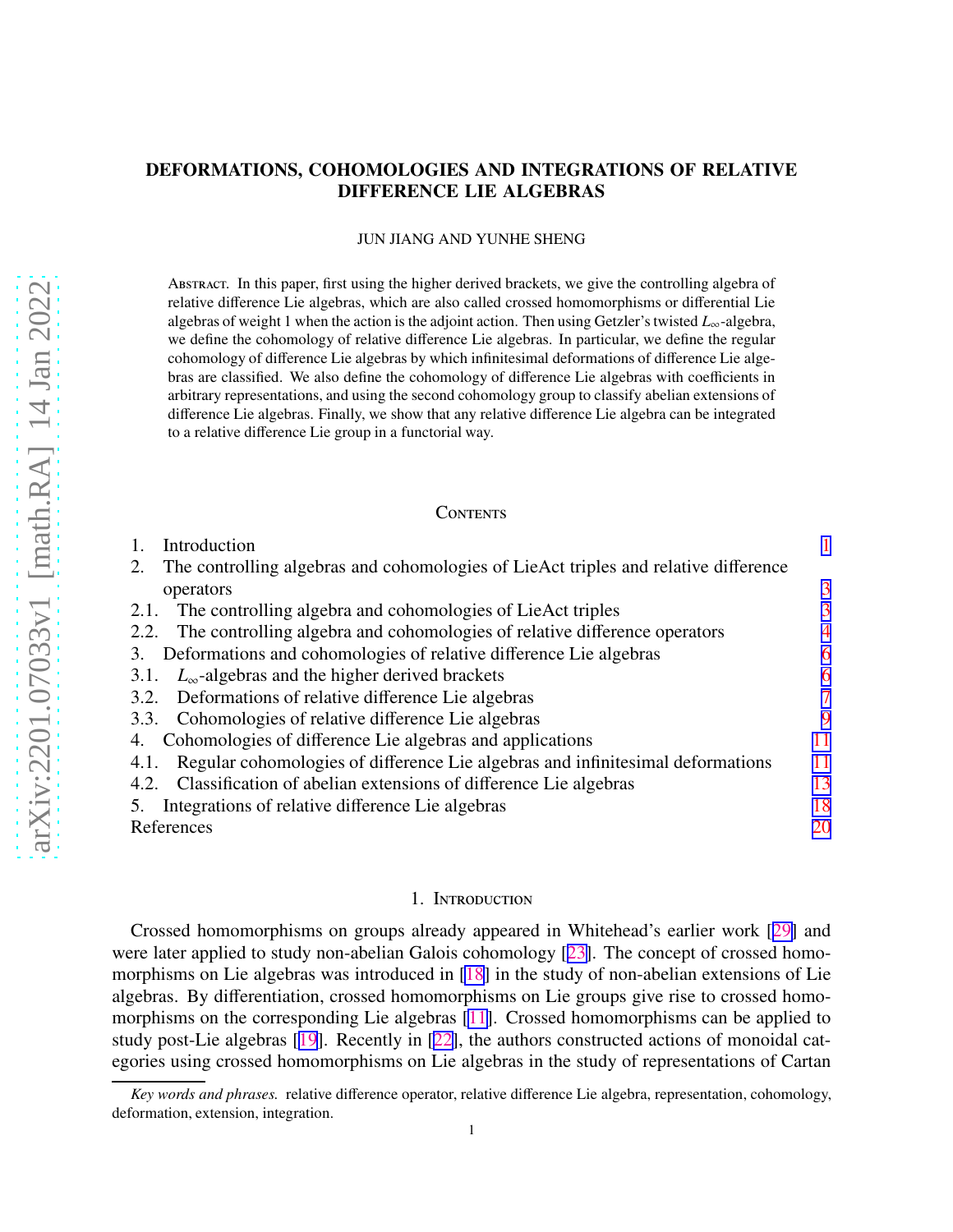# DEFORMATIONS, COHOMOLOGIES AND INTEGRATIONS OF RELATIVE DIFFERENCE LIE ALGEBRAS

JUN JIANG AND YUNHE SHENG

Abstract. In this paper, first using the higher derived brackets, we give the controlling algebra of relative difference Lie algebras, which are also called crossed homomorphisms or differential Lie algebras of weight 1 when the action is the adjoint action. Then using Getzler's twisted $L_\infty$-algebra, we define the cohomology of relative difference Lie algebras. In particular, we define the regular cohomology of difference Lie algebras by which infinitesimal deformations of difference Lie algebras are classified. We also define the cohomology of difference Lie algebras with coefficients in arbitrary representations, and using the second cohomology group to classify abelian extensions of difference Lie algebras. Finally, we show that any relative difference Lie algebra can be integrated to a relative difference Lie group in a functorial way.

## Contents

1. Introduction — 1
2. The controlling algebras and cohomologies of LieAct triples and relative difference operators — 3
   - 2.1. The controlling algebra and cohomologies of LieAct triples — 3
   - 2.2. The controlling algebra and cohomologies of relative difference operators — 4
3. Deformations and cohomologies of relative difference Lie algebras — 6
   - 3.1. $L_\infty$-algebras and the higher derived brackets — 6
   - 3.2. Deformations of relative difference Lie algebras — 7
   - 3.3. Cohomologies of relative difference Lie algebras — 9
4. Cohomologies of difference Lie algebras and applications — 11
   - 4.1. Regular cohomologies of difference Lie algebras and infinitesimal deformations — 11
   - 4.2. Classification of abelian extensions of difference Lie algebras — 13
5. Integrations of relative difference Lie algebras — 18

References — 20

## 1. Introduction

Crossed homomorphisms on groups already appeared in Whitehead's earlier work [29] and were later applied to study non-abelian Galois cohomology [23]. The concept of crossed homomorphisms on Lie algebras was introduced in [18] in the study of non-abelian extensions of Lie algebras. By differentiation, crossed homomorphisms on Lie groups give rise to crossed homomorphisms on the corresponding Lie algebras [11]. Crossed homomorphisms can be applied to study post-Lie algebras [19]. Recently in [22], the authors constructed actions of monoidal categories using crossed homomorphisms on Lie algebras in the study of representations of Cartan

*Key words and phrases.* relative difference operator, relative difference Lie algebra, representation, cohomology, deformation, extension, integration.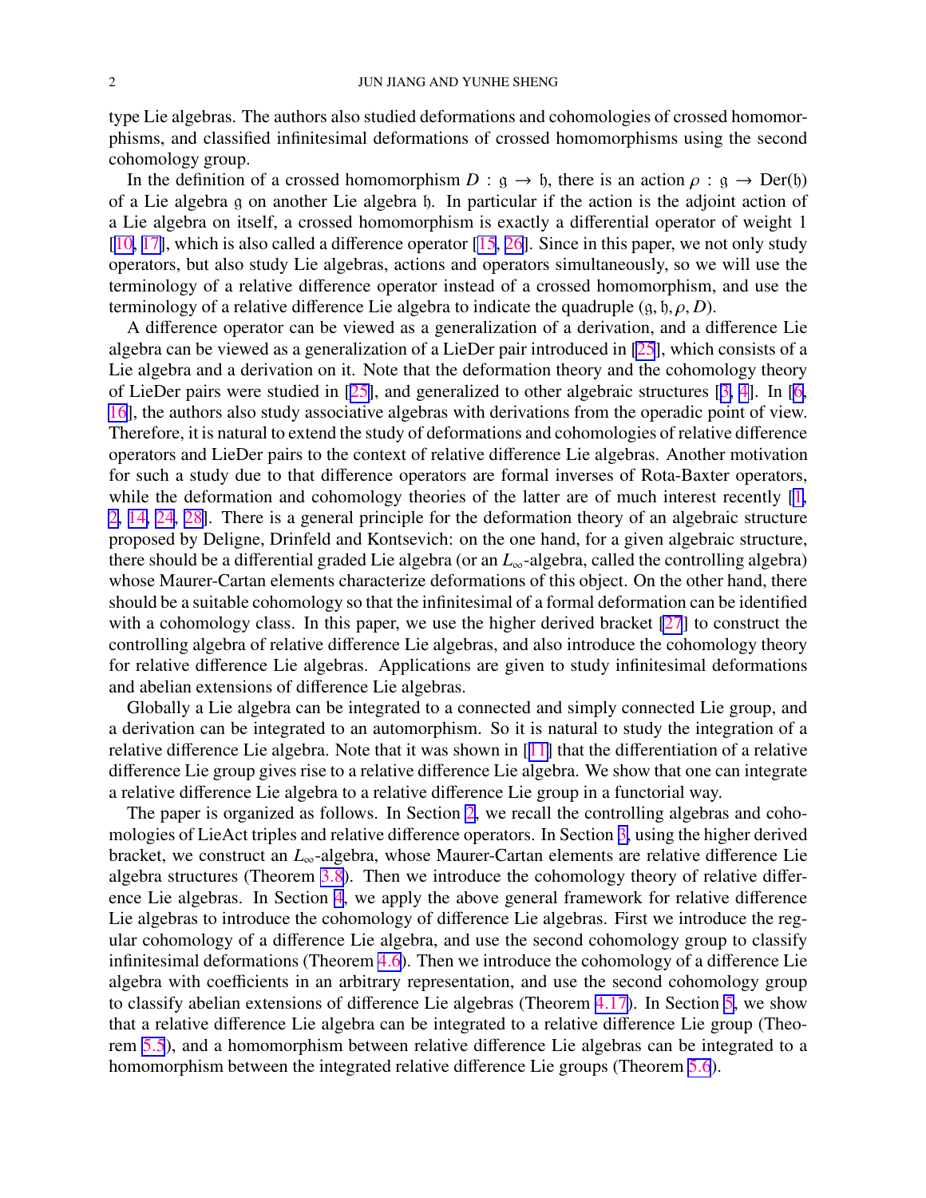type Lie algebras. The authors also studied deformations and cohomologies of crossed homomorphisms, and classified infinitesimal deformations of crossed homomorphisms using the second cohomology group.

In the definition of a crossed homomorphism $D : \mathfrak{g} \to \mathfrak{h}$, there is an action $\rho : \mathfrak{g} \to \mathrm{Der}(\mathfrak{h})$ of a Lie algebra $\mathfrak{g}$ on another Lie algebra $\mathfrak{h}$. In particular if the action is the adjoint action of a Lie algebra on itself, a crossed homomorphism is exactly a differential operator of weight 1 [10, 17], which is also called a difference operator [15, 26]. Since in this paper, we not only study operators, but also study Lie algebras, actions and operators simultaneously, so we will use the terminology of a relative difference operator instead of a crossed homomorphism, and use the terminology of a relative difference Lie algebra to indicate the quadruple $(\mathfrak{g}, \mathfrak{h}, \rho, D)$.

A difference operator can be viewed as a generalization of a derivation, and a difference Lie algebra can be viewed as a generalization of a LieDer pair introduced in [25], which consists of a Lie algebra and a derivation on it. Note that the deformation theory and the cohomology theory of LieDer pairs were studied in [25], and generalized to other algebraic structures [3, 4]. In [6, 16], the authors also study associative algebras with derivations from the operadic point of view. Therefore, it is natural to extend the study of deformations and cohomologies of relative difference operators and LieDer pairs to the context of relative difference Lie algebras. Another motivation for such a study due to that difference operators are formal inverses of Rota-Baxter operators, while the deformation and cohomology theories of the latter are of much interest recently [1, 2, 14, 24, 28]. There is a general principle for the deformation theory of an algebraic structure proposed by Deligne, Drinfeld and Kontsevich: on the one hand, for a given algebraic structure, there should be a differential graded Lie algebra (or an $L_\infty$-algebra, called the controlling algebra) whose Maurer-Cartan elements characterize deformations of this object. On the other hand, there should be a suitable cohomology so that the infinitesimal of a formal deformation can be identified with a cohomology class. In this paper, we use the higher derived bracket [27] to construct the controlling algebra of relative difference Lie algebras, and also introduce the cohomology theory for relative difference Lie algebras. Applications are given to study infinitesimal deformations and abelian extensions of difference Lie algebras.

Globally a Lie algebra can be integrated to a connected and simply connected Lie group, and a derivation can be integrated to an automorphism. So it is natural to study the integration of a relative difference Lie algebra. Note that it was shown in [11] that the differentiation of a relative difference Lie group gives rise to a relative difference Lie algebra. We show that one can integrate a relative difference Lie algebra to a relative difference Lie group in a functorial way.

The paper is organized as follows. In Section 2, we recall the controlling algebras and cohomologies of LieAct triples and relative difference operators. In Section 3, using the higher derived bracket, we construct an $L_\infty$-algebra, whose Maurer-Cartan elements are relative difference Lie algebra structures (Theorem 3.8). Then we introduce the cohomology theory of relative difference Lie algebras. In Section 4, we apply the above general framework for relative difference Lie algebras to introduce the cohomology of difference Lie algebras. First we introduce the regular cohomology of a difference Lie algebra, and use the second cohomology group to classify infinitesimal deformations (Theorem 4.6). Then we introduce the cohomology of a difference Lie algebra with coefficients in an arbitrary representation, and use the second cohomology group to classify abelian extensions of difference Lie algebras (Theorem 4.17). In Section 5, we show that a relative difference Lie algebra can be integrated to a relative difference Lie group (Theorem 5.5), and a homomorphism between relative difference Lie algebras can be integrated to a homomorphism between the integrated relative difference Lie groups (Theorem 5.6).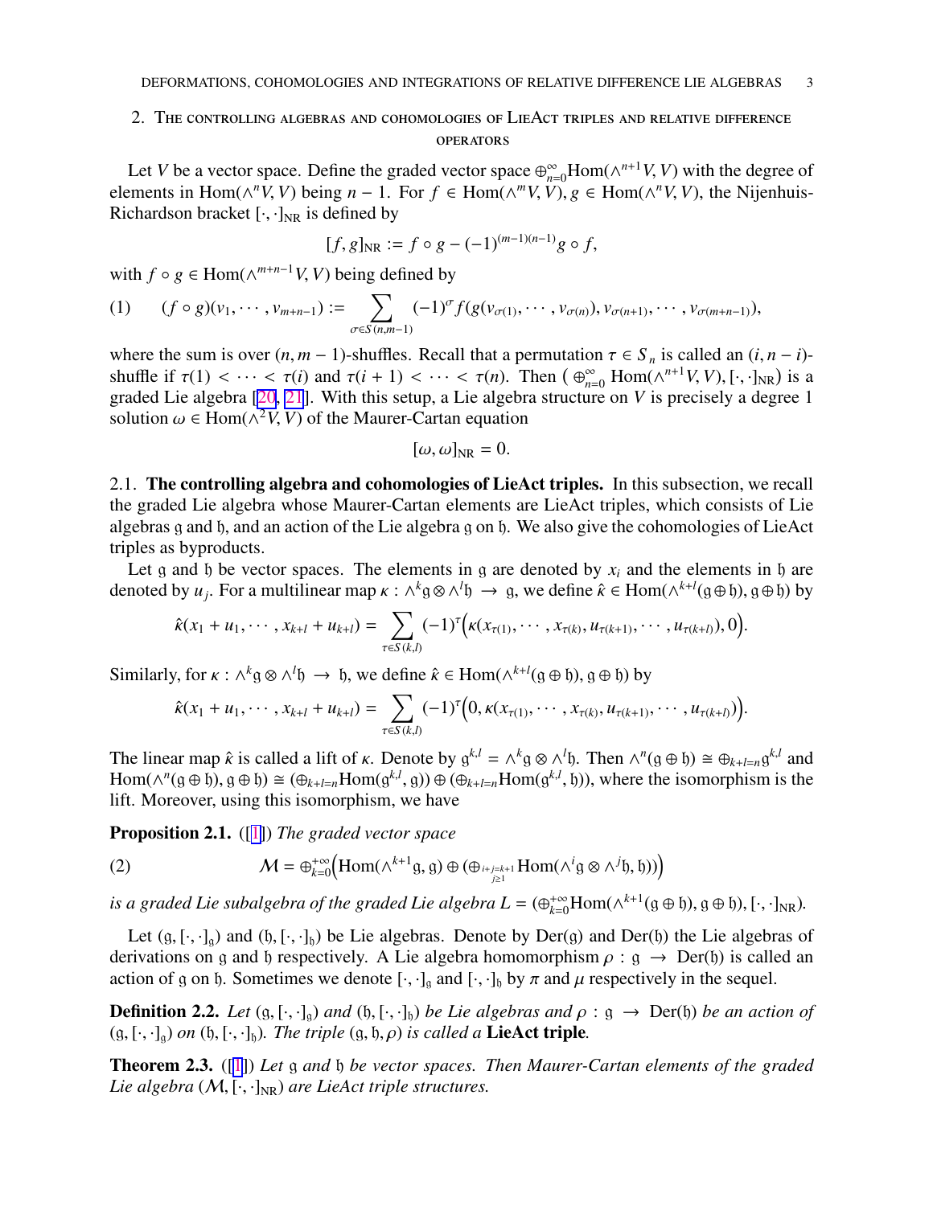## 2. The controlling algebras and cohomologies of LieAct triples and relative difference operators

Let $V$ be a vector space. Define the graded vector space $\oplus_{n=0}^{\infty}\mathrm{Hom}(\wedge^{n+1}V, V)$ with the degree of elements in $\mathrm{Hom}(\wedge^n V, V)$ being $n-1$. For $f \in \mathrm{Hom}(\wedge^m V, V), g \in \mathrm{Hom}(\wedge^n V, V)$, the Nijenhuis-Richardson bracket $[\cdot,\cdot]_{\mathrm{NR}}$ is defined by

$$[f, g]_{\mathrm{NR}} := f \circ g - (-1)^{(m-1)(n-1)} g \circ f,$$

with $f \circ g \in \mathrm{Hom}(\wedge^{m+n-1}V, V)$ being defined by

$$(f \circ g)(v_1, \cdots, v_{m+n-1}) := \sum_{\sigma \in S(n,m-1)} (-1)^{\sigma} f(g(v_{\sigma(1)}, \cdots, v_{\sigma(n)}), v_{\sigma(n+1)}, \cdots, v_{\sigma(m+n-1)}), \tag{1}$$

where the sum is over $(n, m-1)$-shuffles. Recall that a permutation $\tau \in S_n$ is called an $(i, n-i)$-shuffle if $\tau(1) < \cdots < \tau(i)$ and $\tau(i+1) < \cdots < \tau(n)$. Then $(\oplus_{n=0}^{\infty} \mathrm{Hom}(\wedge^{n+1}V, V), [\cdot,\cdot]_{\mathrm{NR}})$ is a graded Lie algebra [20, 21]. With this setup, a Lie algebra structure on $V$ is precisely a degree 1 solution $\omega \in \mathrm{Hom}(\wedge^2 V, V)$ of the Maurer-Cartan equation

$$[\omega, \omega]_{\mathrm{NR}} = 0.$$

### 2.1. The controlling algebra and cohomologies of LieAct triples.

In this subsection, we recall the graded Lie algebra whose Maurer-Cartan elements are LieAct triples, which consists of Lie algebras $\mathfrak{g}$ and $\mathfrak{h}$, and an action of the Lie algebra $\mathfrak{g}$ on $\mathfrak{h}$. We also give the cohomologies of LieAct triples as byproducts.

Let $\mathfrak{g}$ and $\mathfrak{h}$ be vector spaces. The elements in $\mathfrak{g}$ are denoted by $x_i$ and the elements in $\mathfrak{h}$ are denoted by $u_j$. For a multilinear map $\kappa : \wedge^k\mathfrak{g} \otimes \wedge^l\mathfrak{h} \to \mathfrak{g}$, we define $\hat{\kappa} \in \mathrm{Hom}(\wedge^{k+l}(\mathfrak{g}\oplus\mathfrak{h}), \mathfrak{g}\oplus\mathfrak{h})$ by

$$\hat{\kappa}(x_1 + u_1, \cdots, x_{k+l} + u_{k+l}) = \sum_{\tau \in S(k,l)} (-1)^{\tau} \Big(\kappa(x_{\tau(1)}, \cdots, x_{\tau(k)}, u_{\tau(k+1)}, \cdots, u_{\tau(k+l)}), 0\Big).$$

Similarly, for $\kappa : \wedge^k\mathfrak{g} \otimes \wedge^l\mathfrak{h} \to \mathfrak{h}$, we define $\hat{\kappa} \in \mathrm{Hom}(\wedge^{k+l}(\mathfrak{g}\oplus\mathfrak{h}), \mathfrak{g}\oplus\mathfrak{h})$ by

$$\hat{\kappa}(x_1 + u_1, \cdots, x_{k+l} + u_{k+l}) = \sum_{\tau \in S(k,l)} (-1)^{\tau} \Big(0, \kappa(x_{\tau(1)}, \cdots, x_{\tau(k)}, u_{\tau(k+1)}, \cdots, u_{\tau(k+l)})\Big).$$

The linear map $\hat{\kappa}$ is called a lift of $\kappa$. Denote by $\mathfrak{g}^{k,l} = \wedge^k\mathfrak{g} \otimes \wedge^l\mathfrak{h}$. Then $\wedge^n(\mathfrak{g}\oplus\mathfrak{h}) \cong \oplus_{k+l=n}\mathfrak{g}^{k,l}$ and $\mathrm{Hom}(\wedge^n(\mathfrak{g}\oplus\mathfrak{h}), \mathfrak{g}\oplus\mathfrak{h}) \cong (\oplus_{k+l=n}\mathrm{Hom}(\mathfrak{g}^{k,l}, \mathfrak{g})) \oplus (\oplus_{k+l=n}\mathrm{Hom}(\mathfrak{g}^{k,l}, \mathfrak{h}))$, where the isomorphism is the lift. Moreover, using this isomorphism, we have

**Proposition 2.1.** ([1]) *The graded vector space*

$$\mathcal{M} = \oplus_{k=0}^{+\infty}\Big(\mathrm{Hom}(\wedge^{k+1}\mathfrak{g}, \mathfrak{g}) \oplus (\oplus_{\substack{i+j=k+1\\ j\geq 1}}\mathrm{Hom}(\wedge^i\mathfrak{g}\otimes\wedge^j\mathfrak{h}, \mathfrak{h}))\Big) \tag{2}$$

*is a graded Lie subalgebra of the graded Lie algebra* $L = (\oplus_{k=0}^{+\infty}\mathrm{Hom}(\wedge^{k+1}(\mathfrak{g}\oplus\mathfrak{h}), \mathfrak{g}\oplus\mathfrak{h}), [\cdot,\cdot]_{\mathrm{NR}})$.

Let $(\mathfrak{g}, [\cdot,\cdot]_{\mathfrak{g}})$ and $(\mathfrak{h}, [\cdot,\cdot]_{\mathfrak{h}})$ be Lie algebras. Denote by $\mathrm{Der}(\mathfrak{g})$ and $\mathrm{Der}(\mathfrak{h})$ the Lie algebras of derivations on $\mathfrak{g}$ and $\mathfrak{h}$ respectively. A Lie algebra homomorphism $\rho : \mathfrak{g} \to \mathrm{Der}(\mathfrak{h})$ is called an action of $\mathfrak{g}$ on $\mathfrak{h}$. Sometimes we denote $[\cdot,\cdot]_{\mathfrak{g}}$ and $[\cdot,\cdot]_{\mathfrak{h}}$ by $\pi$ and $\mu$ respectively in the sequel.

**Definition 2.2.** *Let* $(\mathfrak{g}, [\cdot,\cdot]_{\mathfrak{g}})$ *and* $(\mathfrak{h}, [\cdot,\cdot]_{\mathfrak{h}})$ *be Lie algebras and* $\rho : \mathfrak{g} \to \mathrm{Der}(\mathfrak{h})$ *be an action of* $(\mathfrak{g}, [\cdot,\cdot]_{\mathfrak{g}})$ *on* $(\mathfrak{h}, [\cdot,\cdot]_{\mathfrak{h}})$*. The triple* $(\mathfrak{g}, \mathfrak{h}, \rho)$ *is called a* **LieAct triple***.*

**Theorem 2.3.** ([1]) *Let* $\mathfrak{g}$ *and* $\mathfrak{h}$ *be vector spaces. Then Maurer-Cartan elements of the graded Lie algebra* $(\mathcal{M}, [\cdot,\cdot]_{\mathrm{NR}})$ *are LieAct triple structures.*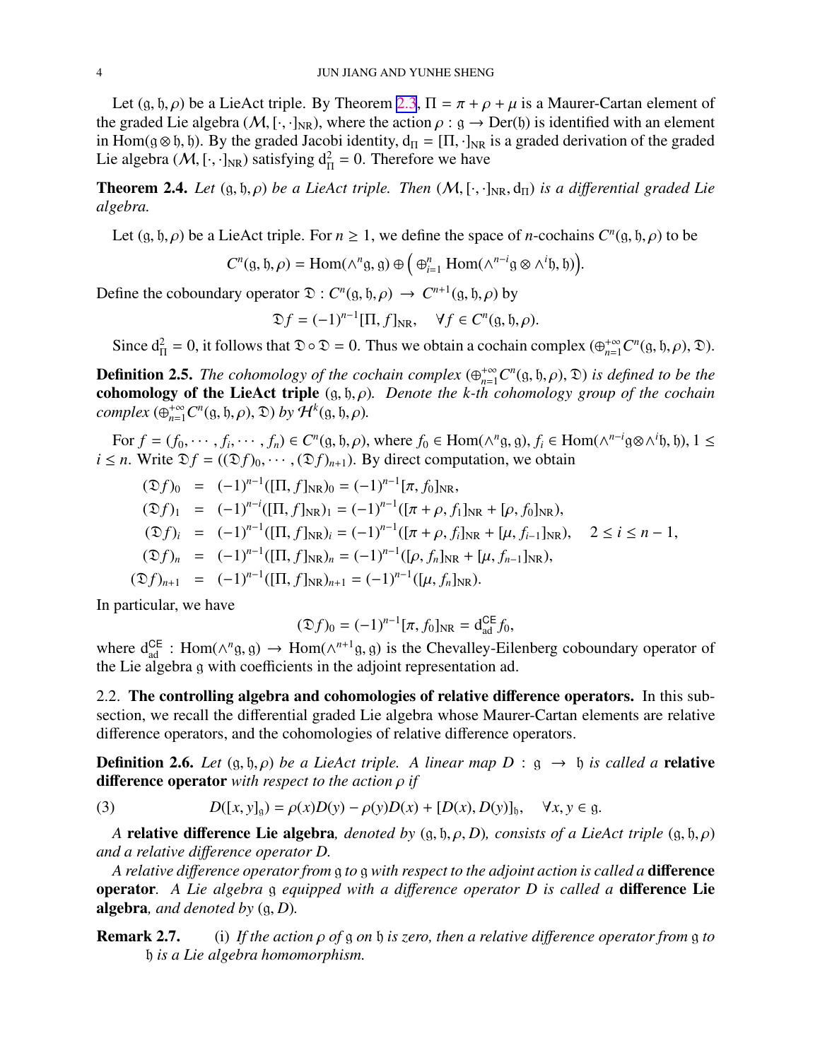Let $(\mathfrak{g}, \mathfrak{h}, \rho)$ be a LieAct triple. By Theorem 2.3, $\Pi = \pi + \rho + \mu$ is a Maurer-Cartan element of the graded Lie algebra $(\mathcal{M}, [\cdot,\cdot]_{\mathrm{NR}})$, where the action $\rho : \mathfrak{g} \to \mathrm{Der}(\mathfrak{h})$ is identified with an element in $\mathrm{Hom}(\mathfrak{g} \otimes \mathfrak{h}, \mathfrak{h})$. By the graded Jacobi identity, $\mathrm{d}_\Pi = [\Pi, \cdot]_{\mathrm{NR}}$ is a graded derivation of the graded Lie algebra $(\mathcal{M}, [\cdot,\cdot]_{\mathrm{NR}})$ satisfying $\mathrm{d}_\Pi^2 = 0$. Therefore we have

**Theorem 2.4.** *Let $(\mathfrak{g}, \mathfrak{h}, \rho)$ be a LieAct triple. Then $(\mathcal{M}, [\cdot,\cdot]_{\mathrm{NR}}, \mathrm{d}_\Pi)$ is a differential graded Lie algebra.*

Let $(\mathfrak{g}, \mathfrak{h}, \rho)$ be a LieAct triple. For $n \geq 1$, we define the space of $n$-cochains $C^n(\mathfrak{g}, \mathfrak{h}, \rho)$ to be

$$C^n(\mathfrak{g}, \mathfrak{h}, \rho) = \mathrm{Hom}(\wedge^n \mathfrak{g}, \mathfrak{g}) \oplus \Big( \oplus_{i=1}^n \mathrm{Hom}(\wedge^{n-i}\mathfrak{g} \otimes \wedge^i \mathfrak{h}, \mathfrak{h}) \Big).$$

Define the coboundary operator $\mathfrak{D} : C^n(\mathfrak{g}, \mathfrak{h}, \rho) \to C^{n+1}(\mathfrak{g}, \mathfrak{h}, \rho)$ by

$$\mathfrak{D} f = (-1)^{n-1}[\Pi, f]_{\mathrm{NR}}, \quad \forall f \in C^n(\mathfrak{g}, \mathfrak{h}, \rho).$$

Since $\mathrm{d}_\Pi^2 = 0$, it follows that $\mathfrak{D} \circ \mathfrak{D} = 0$. Thus we obtain a cochain complex $(\oplus_{n=1}^{+\infty} C^n(\mathfrak{g}, \mathfrak{h}, \rho), \mathfrak{D})$.

**Definition 2.5.** *The cohomology of the cochain complex $(\oplus_{n=1}^{+\infty} C^n(\mathfrak{g}, \mathfrak{h}, \rho), \mathfrak{D})$ is defined to be the* **cohomology of the LieAct triple** *$(\mathfrak{g}, \mathfrak{h}, \rho)$. Denote the $k$-th cohomology group of the cochain complex $(\oplus_{n=1}^{+\infty} C^n(\mathfrak{g}, \mathfrak{h}, \rho), \mathfrak{D})$ by $\mathcal{H}^k(\mathfrak{g}, \mathfrak{h}, \rho)$.*

For $f = (f_0, \cdots, f_i, \cdots, f_n) \in C^n(\mathfrak{g}, \mathfrak{h}, \rho)$, where $f_0 \in \mathrm{Hom}(\wedge^n \mathfrak{g}, \mathfrak{g})$, $f_i \in \mathrm{Hom}(\wedge^{n-i}\mathfrak{g} \otimes \wedge^i \mathfrak{h}, \mathfrak{h})$, $1 \leq i \leq n$. Write $\mathfrak{D} f = ((\mathfrak{D} f)_0, \cdots, (\mathfrak{D} f)_{n+1})$. By direct computation, we obtain

$$
\begin{aligned}
(\mathfrak{D} f)_0 &= (-1)^{n-1}([\Pi, f]_{\mathrm{NR}})_0 = (-1)^{n-1}[\pi, f_0]_{\mathrm{NR}}, \\
(\mathfrak{D} f)_1 &= (-1)^{n-i}([\Pi, f]_{\mathrm{NR}})_1 = (-1)^{n-1}([\pi + \rho, f_1]_{\mathrm{NR}} + [\rho, f_0]_{\mathrm{NR}}), \\
(\mathfrak{D} f)_i &= (-1)^{n-1}([\Pi, f]_{\mathrm{NR}})_i = (-1)^{n-1}([\pi + \rho, f_i]_{\mathrm{NR}} + [\mu, f_{i-1}]_{\mathrm{NR}}), \quad 2 \leq i \leq n-1, \\
(\mathfrak{D} f)_n &= (-1)^{n-1}([\Pi, f]_{\mathrm{NR}})_n = (-1)^{n-1}([\rho, f_n]_{\mathrm{NR}} + [\mu, f_{n-1}]_{\mathrm{NR}}), \\
(\mathfrak{D} f)_{n+1} &= (-1)^{n-1}([\Pi, f]_{\mathrm{NR}})_{n+1} = (-1)^{n-1}([\mu, f_n]_{\mathrm{NR}}).
\end{aligned}
$$

In particular, we have

$$(\mathfrak{D} f)_0 = (-1)^{n-1}[\pi, f_0]_{\mathrm{NR}} = \mathrm{d}^{\mathsf{CE}}_{\mathrm{ad}} f_0,$$

where $\mathrm{d}^{\mathsf{CE}}_{\mathrm{ad}} : \mathrm{Hom}(\wedge^n \mathfrak{g}, \mathfrak{g}) \to \mathrm{Hom}(\wedge^{n+1}\mathfrak{g}, \mathfrak{g})$ is the Chevalley-Eilenberg coboundary operator of the Lie algebra $\mathfrak{g}$ with coefficients in the adjoint representation ad.

## 2.2. The controlling algebra and cohomologies of relative difference operators.

In this subsection, we recall the differential graded Lie algebra whose Maurer-Cartan elements are relative difference operators, and the cohomologies of relative difference operators.

**Definition 2.6.** *Let $(\mathfrak{g}, \mathfrak{h}, \rho)$ be a LieAct triple. A linear map $D : \mathfrak{g} \to \mathfrak{h}$ is called a* **relative difference operator** *with respect to the action $\rho$ if*

$$D([x, y]_\mathfrak{g}) = \rho(x)D(y) - \rho(y)D(x) + [D(x), D(y)]_\mathfrak{h}, \quad \forall x, y \in \mathfrak{g}. \tag{3}$$

*A* **relative difference Lie algebra***, denoted by $(\mathfrak{g}, \mathfrak{h}, \rho, D)$, consists of a LieAct triple $(\mathfrak{g}, \mathfrak{h}, \rho)$ and a relative difference operator $D$.*

*A relative difference operator from $\mathfrak{g}$ to $\mathfrak{g}$ with respect to the adjoint action is called a* **difference operator***. A Lie algebra $\mathfrak{g}$ equipped with a difference operator $D$ is called a* **difference Lie algebra***, and denoted by $(\mathfrak{g}, D)$.*

**Remark 2.7.** (i) *If the action $\rho$ of $\mathfrak{g}$ on $\mathfrak{h}$ is zero, then a relative difference operator from $\mathfrak{g}$ to $\mathfrak{h}$ is a Lie algebra homomorphism.*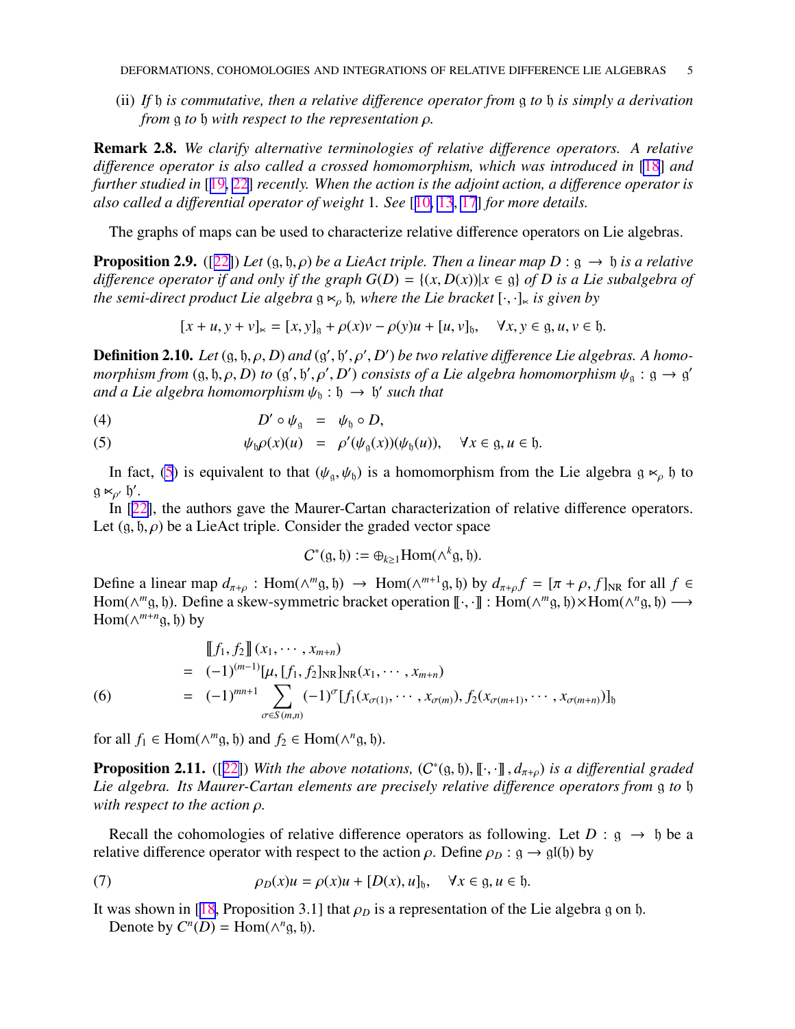(ii) *If $\mathfrak{h}$ is commutative, then a relative difference operator from $\mathfrak{g}$ to $\mathfrak{h}$ is simply a derivation from $\mathfrak{g}$ to $\mathfrak{h}$ with respect to the representation $\rho$.*

**Remark 2.8.** *We clarify alternative terminologies of relative difference operators. A relative difference operator is also called a crossed homomorphism, which was introduced in [18] and further studied in [19, 22] recently. When the action is the adjoint action, a difference operator is also called a differential operator of weight 1. See [10, 13, 17] for more details.*

The graphs of maps can be used to characterize relative difference operators on Lie algebras.

**Proposition 2.9.** ([22]) *Let $(\mathfrak{g}, \mathfrak{h}, \rho)$ be a LieAct triple. Then a linear map $D : \mathfrak{g} \to \mathfrak{h}$ is a relative difference operator if and only if the graph $G(D) = \{(x, D(x)) | x \in \mathfrak{g}\}$ of $D$ is a Lie subalgebra of the semi-direct product Lie algebra $\mathfrak{g} \ltimes_\rho \mathfrak{h}$, where the Lie bracket $[\cdot, \cdot]_\ltimes$ is given by*

$$[x + u, y + v]_\ltimes = [x, y]_\mathfrak{g} + \rho(x)v - \rho(y)u + [u, v]_\mathfrak{h}, \quad \forall x, y \in \mathfrak{g}, u, v \in \mathfrak{h}.$$

**Definition 2.10.** *Let $(\mathfrak{g}, \mathfrak{h}, \rho, D)$ and $(\mathfrak{g}', \mathfrak{h}', \rho', D')$ be two relative difference Lie algebras. A homomorphism from $(\mathfrak{g}, \mathfrak{h}, \rho, D)$ to $(\mathfrak{g}', \mathfrak{h}', \rho', D')$ consists of a Lie algebra homomorphism $\psi_\mathfrak{g} : \mathfrak{g} \to \mathfrak{g}'$ and a Lie algebra homomorphism $\psi_\mathfrak{h} : \mathfrak{h} \to \mathfrak{h}'$ such that*

$$D' \circ \psi_\mathfrak{g} = \psi_\mathfrak{h} \circ D, \tag{4}$$

$$\psi_\mathfrak{h}\rho(x)(u) = \rho'(\psi_\mathfrak{g}(x))(\psi_\mathfrak{h}(u)), \quad \forall x \in \mathfrak{g}, u \in \mathfrak{h}. \tag{5}$$

In fact, (5) is equivalent to that $(\psi_\mathfrak{g}, \psi_\mathfrak{h})$ is a homomorphism from the Lie algebra $\mathfrak{g} \ltimes_\rho \mathfrak{h}$ to $\mathfrak{g} \ltimes_{\rho'} \mathfrak{h}'$.

In [22], the authors gave the Maurer-Cartan characterization of relative difference operators. Let $(\mathfrak{g}, \mathfrak{h}, \rho)$ be a LieAct triple. Consider the graded vector space

$$C^*(\mathfrak{g}, \mathfrak{h}) := \oplus_{k \geq 1} \mathrm{Hom}(\wedge^k \mathfrak{g}, \mathfrak{h}).$$

Define a linear map $d_{\pi+\rho} : \mathrm{Hom}(\wedge^m \mathfrak{g}, \mathfrak{h}) \to \mathrm{Hom}(\wedge^{m+1} \mathfrak{g}, \mathfrak{h})$ by $d_{\pi+\rho} f = [\pi + \rho, f]_{\mathrm{NR}}$ for all $f \in \mathrm{Hom}(\wedge^m \mathfrak{g}, \mathfrak{h})$. Define a skew-symmetric bracket operation $[\![\cdot, \cdot]\!] : \mathrm{Hom}(\wedge^m \mathfrak{g}, \mathfrak{h}) \times \mathrm{Hom}(\wedge^n \mathfrak{g}, \mathfrak{h}) \longrightarrow \mathrm{Hom}(\wedge^{m+n} \mathfrak{g}, \mathfrak{h})$ by

$$\begin{aligned} & [\![f_1, f_2]\!](x_1, \cdots, x_{m+n}) \\ = \; & (-1)^{(m-1)} [\mu, [f_1, f_2]_{\mathrm{NR}}]_{\mathrm{NR}}(x_1, \cdots, x_{m+n}) \\ = \; & (-1)^{mn+1} \sum_{\sigma \in S(m,n)} (-1)^\sigma [f_1(x_{\sigma(1)}, \cdots, x_{\sigma(m)}), f_2(x_{\sigma(m+1)}, \cdots, x_{\sigma(m+n)})]_\mathfrak{h} \end{aligned} \tag{6}$$

for all $f_1 \in \mathrm{Hom}(\wedge^m \mathfrak{g}, \mathfrak{h})$ and $f_2 \in \mathrm{Hom}(\wedge^n \mathfrak{g}, \mathfrak{h})$.

**Proposition 2.11.** ([22]) *With the above notations, $(C^*(\mathfrak{g}, \mathfrak{h}), [\![\cdot, \cdot]\!], d_{\pi+\rho})$ is a differential graded Lie algebra. Its Maurer-Cartan elements are precisely relative difference operators from $\mathfrak{g}$ to $\mathfrak{h}$ with respect to the action $\rho$.*

Recall the cohomologies of relative difference operators as following. Let $D : \mathfrak{g} \to \mathfrak{h}$ be a relative difference operator with respect to the action $\rho$. Define $\rho_D : \mathfrak{g} \to \mathfrak{gl}(\mathfrak{h})$ by

$$\rho_D(x)u = \rho(x)u + [D(x), u]_\mathfrak{h}, \quad \forall x \in \mathfrak{g}, u \in \mathfrak{h}. \tag{7}$$

It was shown in [18, Proposition 3.1] that $\rho_D$ is a representation of the Lie algebra $\mathfrak{g}$ on $\mathfrak{h}$.

Denote by $C^n(D) = \mathrm{Hom}(\wedge^n \mathfrak{g}, \mathfrak{h})$.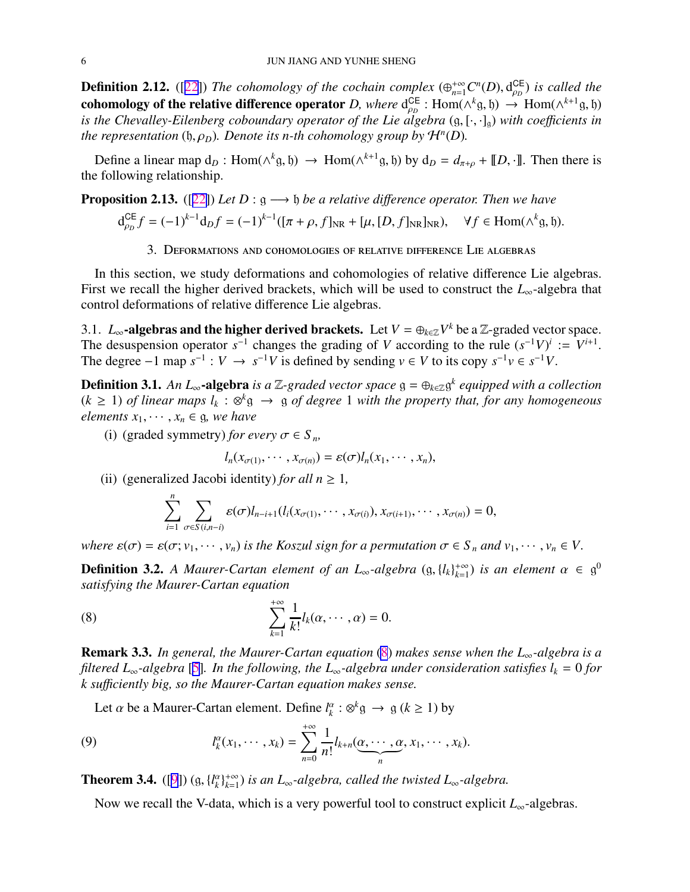**Definition 2.12.** ([22]) *The cohomology of the cochain complex $(\oplus_{n=1}^{+\infty} C^n(D), \mathrm{d}_{\rho_D}^{\mathsf{CE}})$ is called the* **cohomology of the relative difference operator** *$D$, where $\mathrm{d}_{\rho_D}^{\mathsf{CE}} : \mathrm{Hom}(\wedge^k \mathfrak{g}, \mathfrak{h}) \to \mathrm{Hom}(\wedge^{k+1}\mathfrak{g}, \mathfrak{h})$ is the Chevalley-Eilenberg coboundary operator of the Lie algebra $(\mathfrak{g}, [\cdot,\cdot]_{\mathfrak{g}})$ with coefficients in the representation $(\mathfrak{h}, \rho_D)$. Denote its $n$-th cohomology group by $\mathcal{H}^n(D)$.*

Define a linear map $\mathrm{d}_D : \mathrm{Hom}(\wedge^k \mathfrak{g}, \mathfrak{h}) \to \mathrm{Hom}(\wedge^{k+1}\mathfrak{g}, \mathfrak{h})$ by $\mathrm{d}_D = d_{\pi+\rho} + [\![D, \cdot]\!]$. Then there is the following relationship.

**Proposition 2.13.** ([22]) *Let $D : \mathfrak{g} \longrightarrow \mathfrak{h}$ be a relative difference operator. Then we have*

$$\mathrm{d}_{\rho_D}^{\mathsf{CE}} f = (-1)^{k-1}\mathrm{d}_D f = (-1)^{k-1}([\pi + \rho, f]_{\mathrm{NR}} + [\mu, [D, f]_{\mathrm{NR}}]_{\mathrm{NR}}), \quad \forall f \in \mathrm{Hom}(\wedge^k \mathfrak{g}, \mathfrak{h}).$$

## 3. Deformations and cohomologies of relative difference Lie algebras

In this section, we study deformations and cohomologies of relative difference Lie algebras. First we recall the higher derived brackets, which will be used to construct the $L_\infty$-algebra that control deformations of relative difference Lie algebras.

### 3.1. $L_\infty$-algebras and the higher derived brackets.

Let $V = \oplus_{k\in\mathbb{Z}} V^k$ be a $\mathbb{Z}$-graded vector space. The desuspension operator $s^{-1}$ changes the grading of $V$ according to the rule $(s^{-1}V)^i := V^{i+1}$. The degree $-1$ map $s^{-1} : V \to s^{-1}V$ is defined by sending $v \in V$ to its copy $s^{-1}v \in s^{-1}V$.

**Definition 3.1.** *An* **$L_\infty$-algebra** *is a $\mathbb{Z}$-graded vector space $\mathfrak{g} = \oplus_{k\in\mathbb{Z}} \mathfrak{g}^k$ equipped with a collection $(k \geq 1)$ of linear maps $l_k : \otimes^k \mathfrak{g} \to \mathfrak{g}$ of degree 1 with the property that, for any homogeneous elements $x_1, \cdots, x_n \in \mathfrak{g}$, we have*

(i) (graded symmetry) *for every $\sigma \in S_n$,*

$$l_n(x_{\sigma(1)}, \cdots, x_{\sigma(n)}) = \varepsilon(\sigma) l_n(x_1, \cdots, x_n),$$

(ii) (generalized Jacobi identity) *for all $n \geq 1$,*

$$\sum_{i=1}^{n} \sum_{\sigma \in S(i,n-i)} \varepsilon(\sigma) l_{n-i+1}(l_i(x_{\sigma(1)}, \cdots, x_{\sigma(i)}), x_{\sigma(i+1)}, \cdots, x_{\sigma(n)}) = 0,$$

*where $\varepsilon(\sigma) = \varepsilon(\sigma; v_1, \cdots, v_n)$ is the Koszul sign for a permutation $\sigma \in S_n$ and $v_1, \cdots, v_n \in V$.*

**Definition 3.2.** *A Maurer-Cartan element of an $L_\infty$-algebra $(\mathfrak{g}, \{l_k\}_{k=1}^{+\infty})$ is an element $\alpha \in \mathfrak{g}^0$ satisfying the Maurer-Cartan equation*

$$\sum_{k=1}^{+\infty} \frac{1}{k!} l_k(\alpha, \cdots, \alpha) = 0. \tag{8}$$

**Remark 3.3.** *In general, the Maurer-Cartan equation (8) makes sense when the $L_\infty$-algebra is a filtered $L_\infty$-algebra [5]. In the following, the $L_\infty$-algebra under consideration satisfies $l_k = 0$ for $k$ sufficiently big, so the Maurer-Cartan equation makes sense.*

Let $\alpha$ be a Maurer-Cartan element. Define $l_k^\alpha : \otimes^k \mathfrak{g} \to \mathfrak{g}$ $(k \geq 1)$ by

$$l_k^\alpha(x_1, \cdots, x_k) = \sum_{n=0}^{+\infty} \frac{1}{n!} l_{k+n}(\underbrace{\alpha, \cdots, \alpha}_{n}, x_1, \cdots, x_k). \tag{9}$$

**Theorem 3.4.** ([9]) *$(\mathfrak{g}, \{l_k^\alpha\}_{k=1}^{+\infty})$ is an $L_\infty$-algebra, called the twisted $L_\infty$-algebra.*

Now we recall the V-data, which is a very powerful tool to construct explicit $L_\infty$-algebras.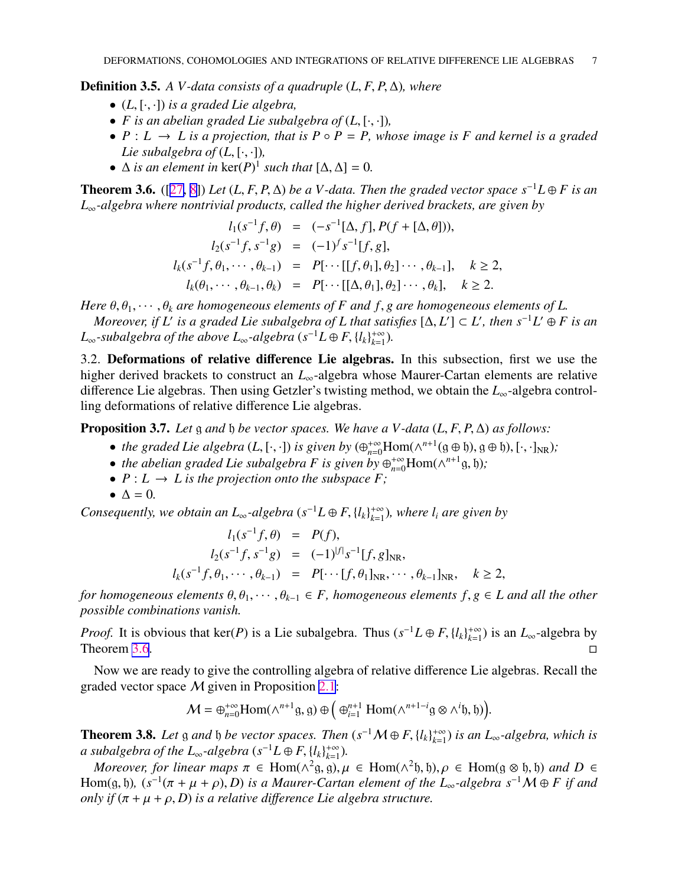**Definition 3.5.** *A $V$-data consists of a quadruple $(L, F, P, \Delta)$, where*

- *$(L, [\cdot,\cdot])$ is a graded Lie algebra,*
- *$F$ is an abelian graded Lie subalgebra of $(L, [\cdot,\cdot])$,*
- *$P : L \to L$ is a projection, that is $P \circ P = P$, whose image is $F$ and kernel is a graded Lie subalgebra of $(L, [\cdot,\cdot])$,*
- *$\Delta$ is an element in $\ker(P)^1$ such that $[\Delta, \Delta] = 0$.*

**Theorem 3.6.** ([27, 8]) *Let $(L, F, P, \Delta)$ be a $V$-data. Then the graded vector space $s^{-1}L \oplus F$ is an $L_\infty$-algebra where nontrivial products, called the higher derived brackets, are given by*

$$
\begin{aligned}
l_1(s^{-1}f, \theta) &= (-s^{-1}[\Delta, f], P(f + [\Delta, \theta])),\\
l_2(s^{-1}f, s^{-1}g) &= (-1)^f s^{-1}[f, g],\\
l_k(s^{-1}f, \theta_1, \cdots, \theta_{k-1}) &= P[\cdots[[f, \theta_1], \theta_2]\cdots, \theta_{k-1}], \quad k \geq 2,\\
l_k(\theta_1, \cdots, \theta_{k-1}, \theta_k) &= P[\cdots[[\Delta, \theta_1], \theta_2]\cdots, \theta_k], \quad k \geq 2.
\end{aligned}
$$

*Here $\theta, \theta_1, \cdots, \theta_k$ are homogeneous elements of $F$ and $f, g$ are homogeneous elements of $L$.*

*Moreover, if $L'$ is a graded Lie subalgebra of $L$ that satisfies $[\Delta, L'] \subset L'$, then $s^{-1}L' \oplus F$ is an $L_\infty$-subalgebra of the above $L_\infty$-algebra $(s^{-1}L \oplus F, \{l_k\}_{k=1}^{+\infty})$.*

3.2. **Deformations of relative difference Lie algebras.** In this subsection, first we use the higher derived brackets to construct an $L_\infty$-algebra whose Maurer-Cartan elements are relative difference Lie algebras. Then using Getzler's twisting method, we obtain the $L_\infty$-algebra controlling deformations of relative difference Lie algebras.

**Proposition 3.7.** *Let $\mathfrak{g}$ and $\mathfrak{h}$ be vector spaces. We have a $V$-data $(L, F, P, \Delta)$ as follows:*

- *the graded Lie algebra $(L, [\cdot,\cdot])$ is given by $(\oplus_{n=0}^{+\infty}\mathrm{Hom}(\wedge^{n+1}(\mathfrak{g}\oplus\mathfrak{h}), \mathfrak{g}\oplus\mathfrak{h}), [\cdot,\cdot]_{\mathrm{NR}})$;*
- *the abelian graded Lie subalgebra $F$ is given by $\oplus_{n=0}^{+\infty}\mathrm{Hom}(\wedge^{n+1}\mathfrak{g}, \mathfrak{h})$;*
- *$P : L \to L$ is the projection onto the subspace $F$;*
- *$\Delta = 0$.*

*Consequently, we obtain an $L_\infty$-algebra $(s^{-1}L \oplus F, \{l_k\}_{k=1}^{+\infty})$, where $l_i$ are given by*

$$
\begin{aligned}
l_1(s^{-1}f, \theta) &= P(f),\\
l_2(s^{-1}f, s^{-1}g) &= (-1)^{|f|} s^{-1}[f, g]_{\mathrm{NR}},\\
l_k(s^{-1}f, \theta_1, \cdots, \theta_{k-1}) &= P[\cdots[f, \theta_1]_{\mathrm{NR}}, \cdots, \theta_{k-1}]_{\mathrm{NR}}, \quad k \geq 2,
\end{aligned}
$$

*for homogeneous elements $\theta, \theta_1, \cdots, \theta_{k-1} \in F$, homogeneous elements $f, g \in L$ and all the other possible combinations vanish.*

*Proof.* It is obvious that $\ker(P)$ is a Lie subalgebra. Thus $(s^{-1}L \oplus F, \{l_k\}_{k=1}^{+\infty})$ is an $L_\infty$-algebra by Theorem 3.6. □

Now we are ready to give the controlling algebra of relative difference Lie algebras. Recall the graded vector space $\mathcal{M}$ given in Proposition 2.1:

$$
\mathcal{M} = \oplus_{n=0}^{+\infty}\mathrm{Hom}(\wedge^{n+1}\mathfrak{g}, \mathfrak{g}) \oplus \Big(\oplus_{i=1}^{n+1}\mathrm{Hom}(\wedge^{n+1-i}\mathfrak{g}\otimes\wedge^{i}\mathfrak{h}, \mathfrak{h})\Big).
$$

**Theorem 3.8.** *Let $\mathfrak{g}$ and $\mathfrak{h}$ be vector spaces. Then $(s^{-1}\mathcal{M} \oplus F, \{l_k\}_{k=1}^{+\infty})$ is an $L_\infty$-algebra, which is a subalgebra of the $L_\infty$-algebra $(s^{-1}L \oplus F, \{l_k\}_{k=1}^{+\infty})$.*

*Moreover, for linear maps $\pi \in \mathrm{Hom}(\wedge^2\mathfrak{g}, \mathfrak{g}), \mu \in \mathrm{Hom}(\wedge^2\mathfrak{h}, \mathfrak{h}), \rho \in \mathrm{Hom}(\mathfrak{g}\otimes\mathfrak{h}, \mathfrak{h})$ and $D \in \mathrm{Hom}(\mathfrak{g}, \mathfrak{h})$, $(s^{-1}(\pi + \mu + \rho), D)$ is a Maurer-Cartan element of the $L_\infty$-algebra $s^{-1}\mathcal{M} \oplus F$ if and only if $(\pi + \mu + \rho, D)$ is a relative difference Lie algebra structure.*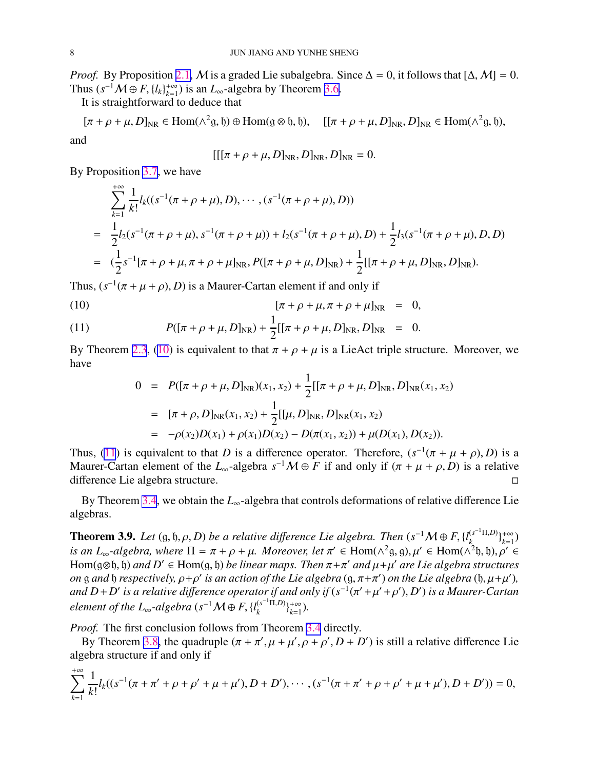*Proof.* By Proposition 2.1, $\mathcal{M}$ is a graded Lie subalgebra. Since $\Delta = 0$, it follows that $[\Delta, \mathcal{M}] = 0$. Thus $(s^{-1}\mathcal{M} \oplus F, \{l_k\}_{k=1}^{+\infty})$ is an $L_\infty$-algebra by Theorem 3.6.

It is straightforward to deduce that

$$[\pi+\rho+\mu, D]_{\mathrm{NR}} \in \mathrm{Hom}(\wedge^2\mathfrak{g}, \mathfrak{h}) \oplus \mathrm{Hom}(\mathfrak{g}\otimes\mathfrak{h}, \mathfrak{h}), \quad [[\pi+\rho+\mu, D]_{\mathrm{NR}}, D]_{\mathrm{NR}} \in \mathrm{Hom}(\wedge^2\mathfrak{g}, \mathfrak{h}),$$

and

$$[[[\pi+\rho+\mu, D]_{\mathrm{NR}}, D]_{\mathrm{NR}}, D]_{\mathrm{NR}} = 0.$$

By Proposition 3.7, we have

$$\begin{aligned}
&\sum_{k=1}^{+\infty} \frac{1}{k!} l_k((s^{-1}(\pi+\rho+\mu), D), \cdots, (s^{-1}(\pi+\rho+\mu), D)) \\
=\ & \frac{1}{2} l_2(s^{-1}(\pi+\rho+\mu), s^{-1}(\pi+\rho+\mu)) + l_2(s^{-1}(\pi+\rho+\mu), D) + \frac{1}{2} l_3(s^{-1}(\pi+\rho+\mu), D, D) \\
=\ & (\frac{1}{2} s^{-1}[\pi+\rho+\mu, \pi+\rho+\mu]_{\mathrm{NR}}, P([\pi+\rho+\mu, D]_{\mathrm{NR}}) + \frac{1}{2}[[\pi+\rho+\mu, D]_{\mathrm{NR}}, D]_{\mathrm{NR}}).
\end{aligned}$$

Thus, $(s^{-1}(\pi+\mu+\rho), D)$ is a Maurer-Cartan element if and only if

$$[\pi+\rho+\mu, \pi+\rho+\mu]_{\mathrm{NR}} = 0, \tag{10}$$

$$P([\pi+\rho+\mu, D]_{\mathrm{NR}}) + \frac{1}{2}[[\pi+\rho+\mu, D]_{\mathrm{NR}}, D]_{\mathrm{NR}} = 0. \tag{11}$$

By Theorem 2.3, (10) is equivalent to that $\pi+\rho+\mu$ is a LieAct triple structure. Moreover, we have

$$\begin{aligned}
0 &= P([\pi+\rho+\mu, D]_{\mathrm{NR}})(x_1, x_2) + \frac{1}{2}[[\pi+\rho+\mu, D]_{\mathrm{NR}}, D]_{\mathrm{NR}}(x_1, x_2) \\
&= [\pi+\rho, D]_{\mathrm{NR}}(x_1, x_2) + \frac{1}{2}[[\mu, D]_{\mathrm{NR}}, D]_{\mathrm{NR}}(x_1, x_2) \\
&= -\rho(x_2)D(x_1) + \rho(x_1)D(x_2) - D(\pi(x_1, x_2)) + \mu(D(x_1), D(x_2)).
\end{aligned}$$

Thus, (11) is equivalent to that $D$ is a difference operator. Therefore, $(s^{-1}(\pi+\mu+\rho), D)$ is a Maurer-Cartan element of the $L_\infty$-algebra $s^{-1}\mathcal{M} \oplus F$ if and only if $(\pi+\mu+\rho, D)$ is a relative difference Lie algebra structure. $\square$

By Theorem 3.4, we obtain the $L_\infty$-algebra that controls deformations of relative difference Lie algebras.

**Theorem 3.9.** *Let $(\mathfrak{g}, \mathfrak{h}, \rho, D)$ be a relative difference Lie algebra. Then $(s^{-1}\mathcal{M} \oplus F, \{l_k^{(s^{-1}\Pi, D)}\}_{k=1}^{+\infty})$ is an $L_\infty$-algebra, where $\Pi = \pi+\rho+\mu$. Moreover, let $\pi' \in \mathrm{Hom}(\wedge^2\mathfrak{g}, \mathfrak{g}), \mu' \in \mathrm{Hom}(\wedge^2\mathfrak{h}, \mathfrak{h}), \rho' \in \mathrm{Hom}(\mathfrak{g}\otimes\mathfrak{h}, \mathfrak{h})$ and $D' \in \mathrm{Hom}(\mathfrak{g}, \mathfrak{h})$ be linear maps. Then $\pi+\pi'$ and $\mu+\mu'$ are Lie algebra structures on $\mathfrak{g}$ and $\mathfrak{h}$ respectively, $\rho+\rho'$ is an action of the Lie algebra $(\mathfrak{g}, \pi+\pi')$ on the Lie algebra $(\mathfrak{h}, \mu+\mu')$, and $D+D'$ is a relative difference operator if and only if $(s^{-1}(\pi'+\mu'+\rho'), D')$ is a Maurer-Cartan element of the $L_\infty$-algebra $(s^{-1}\mathcal{M} \oplus F, \{l_k^{(s^{-1}\Pi, D)}\}_{k=1}^{+\infty})$.*

*Proof.* The first conclusion follows from Theorem 3.4 directly.

By Theorem 3.8, the quadruple $(\pi+\pi', \mu+\mu', \rho+\rho', D+D')$ is still a relative difference Lie algebra structure if and only if

$$\sum_{k=1}^{+\infty} \frac{1}{k!} l_k((s^{-1}(\pi+\pi'+\rho+\rho'+\mu+\mu'), D+D'), \cdots, (s^{-1}(\pi+\pi'+\rho+\rho'+\mu+\mu'), D+D')) = 0,$$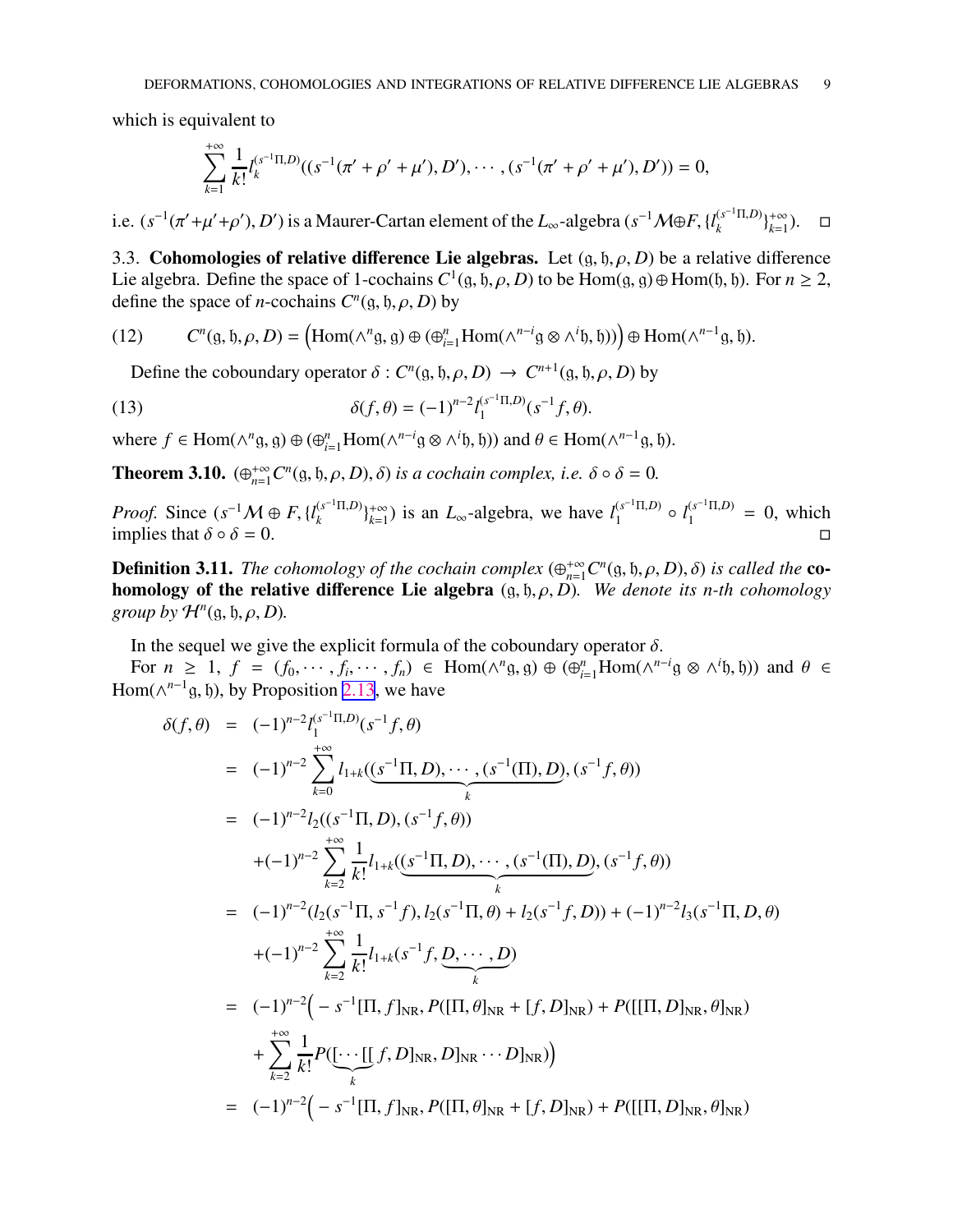which is equivalent to

$$\sum_{k=1}^{+\infty} \frac{1}{k!} l_k^{(s^{-1}\Pi,D)}((s^{-1}(\pi'+\rho'+\mu'),D'),\cdots,(s^{-1}(\pi'+\rho'+\mu'),D'))=0,$$

i.e. $(s^{-1}(\pi'+\mu'+\rho'),D')$ is a Maurer-Cartan element of the $L_\infty$-algebra $(s^{-1}\mathcal{M}\oplus F,\{l_k^{(s^{-1}\Pi,D)}\}_{k=1}^{+\infty})$. $\square$

3.3. **Cohomologies of relative difference Lie algebras.** Let $(\mathfrak{g},\mathfrak{h},\rho,D)$ be a relative difference Lie algebra. Define the space of 1-cochains $C^1(\mathfrak{g},\mathfrak{h},\rho,D)$ to be $\mathrm{Hom}(\mathfrak{g},\mathfrak{g})\oplus\mathrm{Hom}(\mathfrak{h},\mathfrak{h})$. For $n\geq 2$, define the space of $n$-cochains $C^n(\mathfrak{g},\mathfrak{h},\rho,D)$ by

$$C^n(\mathfrak{g},\mathfrak{h},\rho,D)=\Big(\mathrm{Hom}(\wedge^n\mathfrak{g},\mathfrak{g})\oplus(\oplus_{i=1}^n\mathrm{Hom}(\wedge^{n-i}\mathfrak{g}\otimes\wedge^i\mathfrak{h},\mathfrak{h}))\Big)\oplus\mathrm{Hom}(\wedge^{n-1}\mathfrak{g},\mathfrak{h}). \tag{12}$$

Define the coboundary operator $\delta: C^n(\mathfrak{g},\mathfrak{h},\rho,D)\to C^{n+1}(\mathfrak{g},\mathfrak{h},\rho,D)$ by

$$\delta(f,\theta)=(-1)^{n-2}l_1^{(s^{-1}\Pi,D)}(s^{-1}f,\theta). \tag{13}$$

where $f\in\mathrm{Hom}(\wedge^n\mathfrak{g},\mathfrak{g})\oplus(\oplus_{i=1}^n\mathrm{Hom}(\wedge^{n-i}\mathfrak{g}\otimes\wedge^i\mathfrak{h},\mathfrak{h}))$ and $\theta\in\mathrm{Hom}(\wedge^{n-1}\mathfrak{g},\mathfrak{h})$.

**Theorem 3.10.** *$(\oplus_{n=1}^{+\infty}C^n(\mathfrak{g},\mathfrak{h},\rho,D),\delta)$ is a cochain complex, i.e. $\delta\circ\delta=0$.*

*Proof.* Since $(s^{-1}\mathcal{M}\oplus F,\{l_k^{(s^{-1}\Pi,D)}\}_{k=1}^{+\infty})$ is an $L_\infty$-algebra, we have $l_1^{(s^{-1}\Pi,D)}\circ l_1^{(s^{-1}\Pi,D)}=0$, which implies that $\delta\circ\delta=0$. $\square$

**Definition 3.11.** *The cohomology of the cochain complex $(\oplus_{n=1}^{+\infty}C^n(\mathfrak{g},\mathfrak{h},\rho,D),\delta)$ is called the* **cohomology of the relative difference Lie algebra** *$(\mathfrak{g},\mathfrak{h},\rho,D)$. We denote its $n$-th cohomology group by $\mathcal{H}^n(\mathfrak{g},\mathfrak{h},\rho,D)$.*

In the sequel we give the explicit formula of the coboundary operator $\delta$.

For $n\geq 1$, $f=(f_0,\cdots,f_i,\cdots,f_n)\in\mathrm{Hom}(\wedge^n\mathfrak{g},\mathfrak{g})\oplus(\oplus_{i=1}^n\mathrm{Hom}(\wedge^{n-i}\mathfrak{g}\otimes\wedge^i\mathfrak{h},\mathfrak{h}))$ and $\theta\in\mathrm{Hom}(\wedge^{n-1}\mathfrak{g},\mathfrak{h})$, by Proposition 2.13, we have

$$\begin{aligned}
\delta(f,\theta) &= (-1)^{n-2}l_1^{(s^{-1}\Pi,D)}(s^{-1}f,\theta)\\
&= (-1)^{n-2}\sum_{k=0}^{+\infty} l_{1+k}(\underbrace{(s^{-1}\Pi,D),\cdots,(s^{-1}(\Pi),D)}_{k},(s^{-1}f,\theta))\\
&= (-1)^{n-2}l_2((s^{-1}\Pi,D),(s^{-1}f,\theta))\\
&\quad +(-1)^{n-2}\sum_{k=2}^{+\infty}\frac{1}{k!}l_{1+k}(\underbrace{(s^{-1}\Pi,D),\cdots,(s^{-1}(\Pi),D)}_{k},(s^{-1}f,\theta))\\
&= (-1)^{n-2}(l_2(s^{-1}\Pi,s^{-1}f),l_2(s^{-1}\Pi,\theta)+l_2(s^{-1}f,D))+(-1)^{n-2}l_3(s^{-1}\Pi,D,\theta)\\
&\quad +(-1)^{n-2}\sum_{k=2}^{+\infty}\frac{1}{k!}l_{1+k}(s^{-1}f,\underbrace{D,\cdots,D}_{k})\\
&= (-1)^{n-2}\Big(-s^{-1}[\Pi,f]_{\mathrm{NR}},P([\Pi,\theta]_{\mathrm{NR}}+[f,D]_{\mathrm{NR}})+P([[\Pi,D]_{\mathrm{NR}},\theta]_{\mathrm{NR}})\\
&\quad +\sum_{k=2}^{+\infty}\frac{1}{k!}P(\underbrace{[\cdots[[}_{k}f,D]_{\mathrm{NR}},D]_{\mathrm{NR}}\cdots D]_{\mathrm{NR}})\Big)\\
&= (-1)^{n-2}\Big(-s^{-1}[\Pi,f]_{\mathrm{NR}},P([\Pi,\theta]_{\mathrm{NR}}+[f,D]_{\mathrm{NR}})+P([[\Pi,D]_{\mathrm{NR}},\theta]_{\mathrm{NR}})
\end{aligned}$$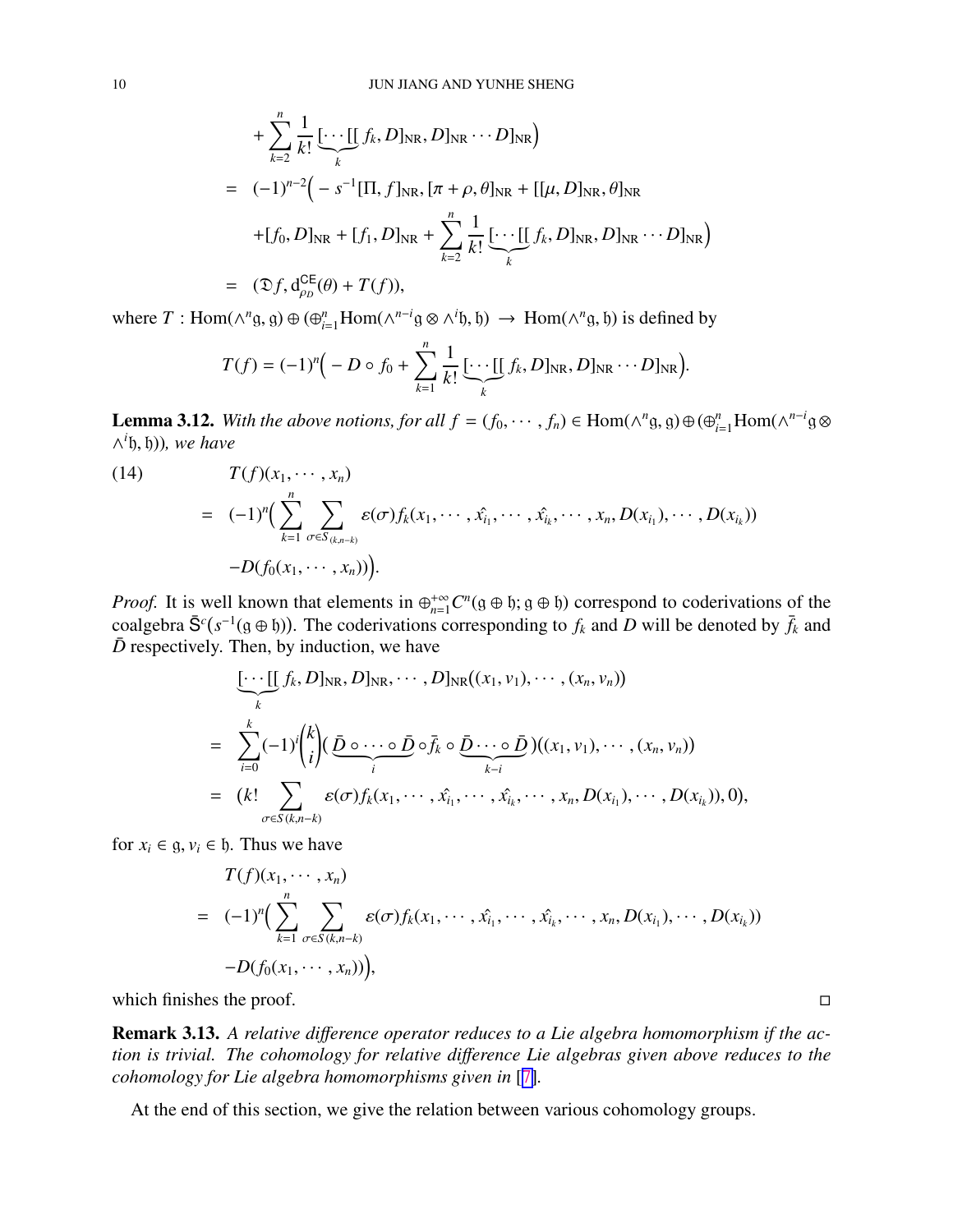$$
\begin{aligned}
&\quad +\sum_{k=2}^{n}\frac{1}{k!}\underbrace{[\cdots[[}_{k} f_k, D]_{\mathrm{NR}}, D]_{\mathrm{NR}}\cdots D]_{\mathrm{NR}}\Big)\\
&= (-1)^{n-2}\Big(-s^{-1}[\Pi, f]_{\mathrm{NR}}, [\pi+\rho,\theta]_{\mathrm{NR}} + [[\mu, D]_{\mathrm{NR}},\theta]_{\mathrm{NR}}\\
&\quad +[f_0, D]_{\mathrm{NR}} + [f_1, D]_{\mathrm{NR}} + \sum_{k=2}^{n}\frac{1}{k!}\underbrace{[\cdots[[}_{k} f_k, D]_{\mathrm{NR}}, D]_{\mathrm{NR}}\cdots D]_{\mathrm{NR}}\Big)\\
&= (\mathfrak{D}f, \mathrm{d}^{\mathsf{CE}}_{\rho_D}(\theta) + T(f)),
\end{aligned}
$$

where $T : \mathrm{Hom}(\wedge^n\mathfrak{g},\mathfrak{g}) \oplus (\oplus_{i=1}^{n}\mathrm{Hom}(\wedge^{n-i}\mathfrak{g}\otimes\wedge^i\mathfrak{h},\mathfrak{h})) \rightarrow \mathrm{Hom}(\wedge^n\mathfrak{g},\mathfrak{h})$ is defined by

$$
T(f) = (-1)^n\Big(-D\circ f_0 + \sum_{k=1}^{n}\frac{1}{k!}\underbrace{[\cdots[[}_{k} f_k, D]_{\mathrm{NR}}, D]_{\mathrm{NR}}\cdots D]_{\mathrm{NR}}\Big).
$$

**Lemma 3.12.** *With the above notions, for all $f = (f_0,\cdots,f_n) \in \mathrm{Hom}(\wedge^n\mathfrak{g},\mathfrak{g})\oplus(\oplus_{i=1}^{n}\mathrm{Hom}(\wedge^{n-i}\mathfrak{g}\otimes\wedge^i\mathfrak{h},\mathfrak{h}))$, we have*

$$
\begin{aligned}
(14)\qquad & T(f)(x_1,\cdots,x_n)\\
&= (-1)^n\Big(\sum_{k=1}^{n}\sum_{\sigma\in S_{(k,n-k)}}\varepsilon(\sigma)f_k(x_1,\cdots,\hat{x_{i_1}},\cdots,\hat{x_{i_k}},\cdots,x_n,D(x_{i_1}),\cdots,D(x_{i_k}))\\
&\quad -D(f_0(x_1,\cdots,x_n))\Big).
\end{aligned}
$$

*Proof.* It is well known that elements in $\oplus_{n=1}^{+\infty}C^n(\mathfrak{g}\oplus\mathfrak{h};\mathfrak{g}\oplus\mathfrak{h})$ correspond to coderivations of the coalgebra $\bar{\mathsf{S}}^c(s^{-1}(\mathfrak{g}\oplus\mathfrak{h}))$. The coderivations corresponding to $f_k$ and $D$ will be denoted by $\bar{f}_k$ and $\bar{D}$ respectively. Then, by induction, we have

$$
\begin{aligned}
&\underbrace{[\cdots[[}_{k} f_k, D]_{\mathrm{NR}}, D]_{\mathrm{NR}},\cdots,D]_{\mathrm{NR}}((x_1,v_1),\cdots,(x_n,v_n))\\
&= \sum_{i=0}^{k}(-1)^i\binom{k}{i}(\underbrace{\bar{D}\circ\cdots\circ\bar{D}}_{i}\circ\bar{f}_k\circ\underbrace{\bar{D}\cdots\circ\bar{D}}_{k-i})((x_1,v_1),\cdots,(x_n,v_n))\\
&= (k!\sum_{\sigma\in S(k,n-k)}\varepsilon(\sigma)f_k(x_1,\cdots,\hat{x_{i_1}},\cdots,\hat{x_{i_k}},\cdots,x_n,D(x_{i_1}),\cdots,D(x_{i_k})),0),
\end{aligned}
$$

for $x_i\in\mathfrak{g}, v_i\in\mathfrak{h}$. Thus we have

$$
\begin{aligned}
& T(f)(x_1,\cdots,x_n)\\
&= (-1)^n\Big(\sum_{k=1}^{n}\sum_{\sigma\in S(k,n-k)}\varepsilon(\sigma)f_k(x_1,\cdots,\hat{x_{i_1}},\cdots,\hat{x_{i_k}},\cdots,x_n,D(x_{i_1}),\cdots,D(x_{i_k}))\\
&\quad -D(f_0(x_1,\cdots,x_n))\Big),
\end{aligned}
$$

which finishes the proof. $\square$

**Remark 3.13.** *A relative difference operator reduces to a Lie algebra homomorphism if the action is trivial. The cohomology for relative difference Lie algebras given above reduces to the cohomology for Lie algebra homomorphisms given in [7].*

At the end of this section, we give the relation between various cohomology groups.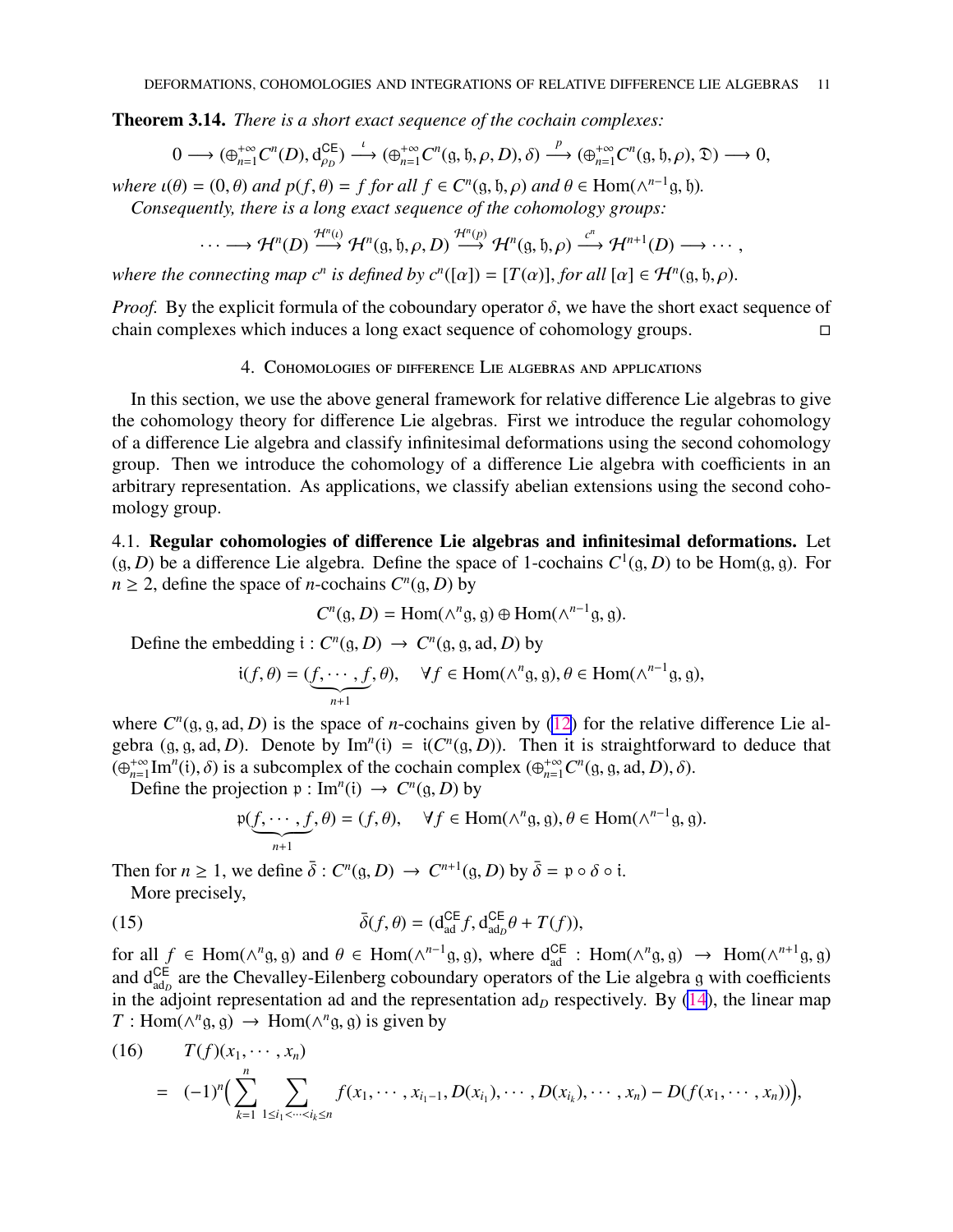**Theorem 3.14.** *There is a short exact sequence of the cochain complexes:*

$$0 \longrightarrow (\oplus_{n=1}^{+\infty} C^n(D), \mathrm{d}^{\mathsf{CE}}_{\rho_D}) \stackrel{\iota}{\longrightarrow} (\oplus_{n=1}^{+\infty} C^n(\mathfrak{g}, \mathfrak{h}, \rho, D), \delta) \stackrel{p}{\longrightarrow} (\oplus_{n=1}^{+\infty} C^n(\mathfrak{g}, \mathfrak{h}, \rho), \mathfrak{D}) \longrightarrow 0,$$

*where $\iota(\theta) = (0, \theta)$ and $p(f, \theta) = f$ for all $f \in C^n(\mathfrak{g}, \mathfrak{h}, \rho)$ and $\theta \in \mathrm{Hom}(\wedge^{n-1}\mathfrak{g}, \mathfrak{h})$.*

*Consequently, there is a long exact sequence of the cohomology groups:*

$$\cdots \longrightarrow \mathcal{H}^n(D) \stackrel{\mathcal{H}^n(\iota)}{\longrightarrow} \mathcal{H}^n(\mathfrak{g}, \mathfrak{h}, \rho, D) \stackrel{\mathcal{H}^n(p)}{\longrightarrow} \mathcal{H}^n(\mathfrak{g}, \mathfrak{h}, \rho) \stackrel{c^n}{\longrightarrow} \mathcal{H}^{n+1}(D) \longrightarrow \cdots,$$

*where the connecting map $c^n$ is defined by $c^n([\alpha]) = [T(\alpha)]$, for all $[\alpha] \in \mathcal{H}^n(\mathfrak{g}, \mathfrak{h}, \rho)$.*

*Proof.* By the explicit formula of the coboundary operator $\delta$, we have the short exact sequence of chain complexes which induces a long exact sequence of cohomology groups. □

## 4. Cohomologies of difference Lie algebras and applications

In this section, we use the above general framework for relative difference Lie algebras to give the cohomology theory for difference Lie algebras. First we introduce the regular cohomology of a difference Lie algebra and classify infinitesimal deformations using the second cohomology group. Then we introduce the cohomology of a difference Lie algebra with coefficients in an arbitrary representation. As applications, we classify abelian extensions using the second cohomology group.

4.1. **Regular cohomologies of difference Lie algebras and infinitesimal deformations.** Let $(\mathfrak{g}, D)$ be a difference Lie algebra. Define the space of 1-cochains $C^1(\mathfrak{g}, D)$ to be $\mathrm{Hom}(\mathfrak{g}, \mathfrak{g})$. For $n \geq 2$, define the space of $n$-cochains $C^n(\mathfrak{g}, D)$ by

$$C^n(\mathfrak{g}, D) = \mathrm{Hom}(\wedge^n\mathfrak{g}, \mathfrak{g}) \oplus \mathrm{Hom}(\wedge^{n-1}\mathfrak{g}, \mathfrak{g}).$$

Define the embedding $\mathfrak{i} : C^n(\mathfrak{g}, D) \to C^n(\mathfrak{g}, \mathfrak{g}, \mathrm{ad}, D)$ by

$$\mathfrak{i}(f, \theta) = (\underbrace{f, \cdots, f}_{n+1}, \theta), \quad \forall f \in \mathrm{Hom}(\wedge^n\mathfrak{g}, \mathfrak{g}), \theta \in \mathrm{Hom}(\wedge^{n-1}\mathfrak{g}, \mathfrak{g}),$$

where $C^n(\mathfrak{g}, \mathfrak{g}, \mathrm{ad}, D)$ is the space of $n$-cochains given by (12) for the relative difference Lie algebra $(\mathfrak{g}, \mathfrak{g}, \mathrm{ad}, D)$. Denote by $\mathrm{Im}^n(\mathfrak{i}) = \mathfrak{i}(C^n(\mathfrak{g}, D))$. Then it is straightforward to deduce that $(\oplus_{n=1}^{+\infty}\mathrm{Im}^n(\mathfrak{i}), \delta)$ is a subcomplex of the cochain complex $(\oplus_{n=1}^{+\infty} C^n(\mathfrak{g}, \mathfrak{g}, \mathrm{ad}, D), \delta)$.

Define the projection $\mathfrak{p} : \mathrm{Im}^n(\mathfrak{i}) \to C^n(\mathfrak{g}, D)$ by

$$\mathfrak{p}(\underbrace{f, \cdots, f}_{n+1}, \theta) = (f, \theta), \quad \forall f \in \mathrm{Hom}(\wedge^n\mathfrak{g}, \mathfrak{g}), \theta \in \mathrm{Hom}(\wedge^{n-1}\mathfrak{g}, \mathfrak{g}).$$

Then for $n \geq 1$, we define $\bar{\delta} : C^n(\mathfrak{g}, D) \to C^{n+1}(\mathfrak{g}, D)$ by $\bar{\delta} = \mathfrak{p} \circ \delta \circ \mathfrak{i}$.

More precisely,

$$\bar{\delta}(f, \theta) = (\mathrm{d}^{\mathsf{CE}}_{\mathrm{ad}} f, \mathrm{d}^{\mathsf{CE}}_{\mathrm{ad}_D}\theta + T(f)), \tag{15}$$

for all $f \in \mathrm{Hom}(\wedge^n\mathfrak{g}, \mathfrak{g})$ and $\theta \in \mathrm{Hom}(\wedge^{n-1}\mathfrak{g}, \mathfrak{g})$, where $\mathrm{d}^{\mathsf{CE}}_{\mathrm{ad}} : \mathrm{Hom}(\wedge^n\mathfrak{g}, \mathfrak{g}) \to \mathrm{Hom}(\wedge^{n+1}\mathfrak{g}, \mathfrak{g})$ and $\mathrm{d}^{\mathsf{CE}}_{\mathrm{ad}_D}$ are the Chevalley-Eilenberg coboundary operators of the Lie algebra $\mathfrak{g}$ with coefficients in the adjoint representation ad and the representation $\mathrm{ad}_D$ respectively. By (14), the linear map $T : \mathrm{Hom}(\wedge^n\mathfrak{g}, \mathfrak{g}) \to \mathrm{Hom}(\wedge^n\mathfrak{g}, \mathfrak{g})$ is given by

$$\begin{aligned} &T(f)(x_1, \cdots, x_n) \\ = \;& (-1)^n\Big(\sum_{k=1}^{n}\sum_{1\leq i_1<\cdots<i_k\leq n} f(x_1, \cdots, x_{i_1-1}, D(x_{i_1}), \cdots, D(x_{i_k}), \cdots, x_n) - D(f(x_1, \cdots, x_n))\Big), \end{aligned} \tag{16}$$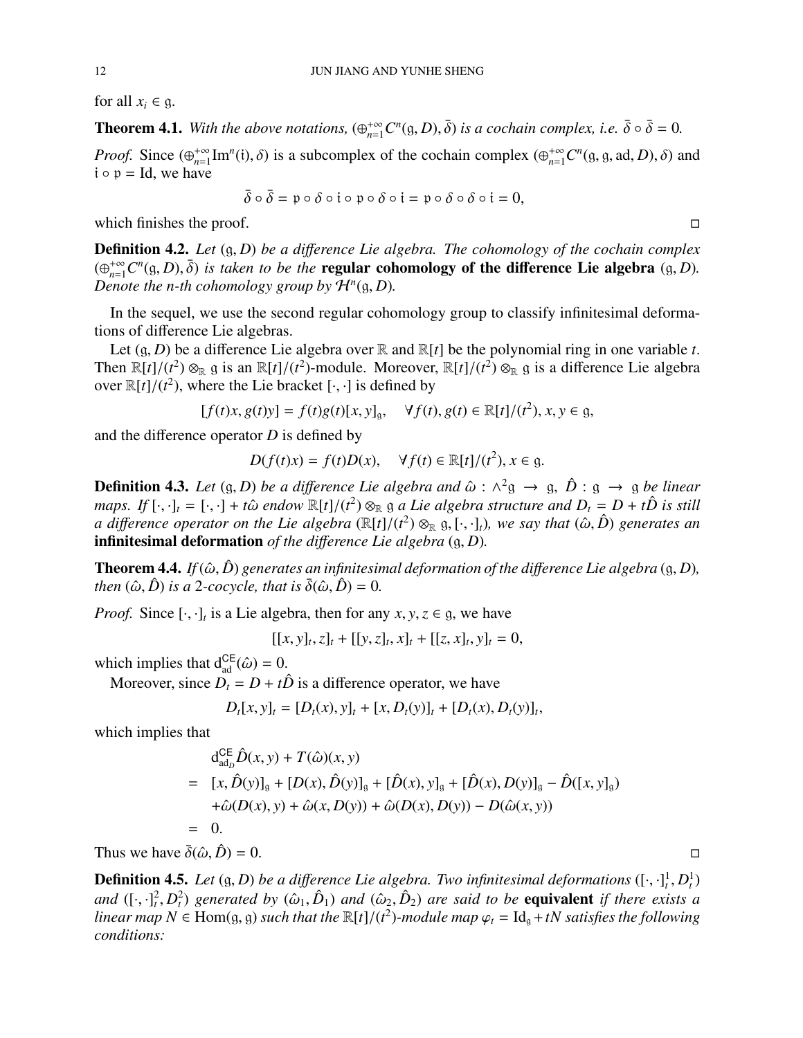for all $x_i \in \mathfrak{g}$.

**Theorem 4.1.** *With the above notations, $(\oplus_{n=1}^{+\infty} C^n(\mathfrak{g}, D), \bar{\delta})$ is a cochain complex, i.e. $\bar{\delta} \circ \bar{\delta} = 0$.*

*Proof.* Since $(\oplus_{n=1}^{+\infty} \mathrm{Im}^n(\mathfrak{i}), \delta)$ is a subcomplex of the cochain complex $(\oplus_{n=1}^{+\infty} C^n(\mathfrak{g}, \mathfrak{g}, \mathrm{ad}, D), \delta)$ and $\mathfrak{i} \circ \mathfrak{p} = \mathrm{Id}$, we have

$$\bar{\delta} \circ \bar{\delta} = \mathfrak{p} \circ \delta \circ \mathfrak{i} \circ \mathfrak{p} \circ \delta \circ \mathfrak{i} = \mathfrak{p} \circ \delta \circ \delta \circ \mathfrak{i} = 0,$$

which finishes the proof. $\square$

**Definition 4.2.** *Let $(\mathfrak{g}, D)$ be a difference Lie algebra. The cohomology of the cochain complex $(\oplus_{n=1}^{+\infty} C^n(\mathfrak{g}, D), \bar{\delta})$ is taken to be the* **regular cohomology of the difference Lie algebra** $(\mathfrak{g}, D)$*. Denote the n-th cohomology group by $\mathcal{H}^n(\mathfrak{g}, D)$.*

In the sequel, we use the second regular cohomology group to classify infinitesimal deformations of difference Lie algebras.

Let $(\mathfrak{g}, D)$ be a difference Lie algebra over $\mathbb{R}$ and $\mathbb{R}[t]$ be the polynomial ring in one variable $t$. Then $\mathbb{R}[t]/(t^2) \otimes_{\mathbb{R}} \mathfrak{g}$ is an $\mathbb{R}[t]/(t^2)$-module. Moreover, $\mathbb{R}[t]/(t^2) \otimes_{\mathbb{R}} \mathfrak{g}$ is a difference Lie algebra over $\mathbb{R}[t]/(t^2)$, where the Lie bracket $[\cdot, \cdot]$ is defined by

$$[f(t)x, g(t)y] = f(t)g(t)[x, y]_{\mathfrak{g}}, \quad \forall f(t), g(t) \in \mathbb{R}[t]/(t^2), x, y \in \mathfrak{g},$$

and the difference operator $D$ is defined by

$$D(f(t)x) = f(t)D(x), \quad \forall f(t) \in \mathbb{R}[t]/(t^2), x \in \mathfrak{g}.$$

**Definition 4.3.** *Let $(\mathfrak{g}, D)$ be a difference Lie algebra and $\hat{\omega} : \wedge^2 \mathfrak{g} \to \mathfrak{g}$, $\hat{D} : \mathfrak{g} \to \mathfrak{g}$ be linear maps. If $[\cdot, \cdot]_t = [\cdot, \cdot] + t\hat{\omega}$ endow $\mathbb{R}[t]/(t^2) \otimes_{\mathbb{R}} \mathfrak{g}$ a Lie algebra structure and $D_t = D + t\hat{D}$ is still a difference operator on the Lie algebra $(\mathbb{R}[t]/(t^2) \otimes_{\mathbb{R}} \mathfrak{g}, [\cdot, \cdot]_t)$, we say that $(\hat{\omega}, \hat{D})$ generates an* **infinitesimal deformation** *of the difference Lie algebra $(\mathfrak{g}, D)$.*

**Theorem 4.4.** *If $(\hat{\omega}, \hat{D})$ generates an infinitesimal deformation of the difference Lie algebra $(\mathfrak{g}, D)$, then $(\hat{\omega}, \hat{D})$ is a 2-cocycle, that is $\bar{\delta}(\hat{\omega}, \hat{D}) = 0$.*

*Proof.* Since $[\cdot, \cdot]_t$ is a Lie algebra, then for any $x, y, z \in \mathfrak{g}$, we have

$$[[x, y]_t, z]_t + [[y, z]_t, x]_t + [[z, x]_t, y]_t = 0,$$

which implies that $\mathrm{d}^{\mathsf{CE}}_{\mathrm{ad}}(\hat{\omega}) = 0$.

Moreover, since $D_t = D + t\hat{D}$ is a difference operator, we have

$$D_t[x, y]_t = [D_t(x), y]_t + [x, D_t(y)]_t + [D_t(x), D_t(y)]_t,$$

which implies that

$$\begin{aligned}
& \mathrm{d}^{\mathsf{CE}}_{\mathrm{ad}_D} \hat{D}(x, y) + T(\hat{\omega})(x, y) \\
= \;& [x, \hat{D}(y)]_{\mathfrak{g}} + [D(x), \hat{D}(y)]_{\mathfrak{g}} + [\hat{D}(x), y]_{\mathfrak{g}} + [\hat{D}(x), D(y)]_{\mathfrak{g}} - \hat{D}([x, y]_{\mathfrak{g}}) \\
& + \hat{\omega}(D(x), y) + \hat{\omega}(x, D(y)) + \hat{\omega}(D(x), D(y)) - D(\hat{\omega}(x, y)) \\
= \;& 0.
\end{aligned}$$

Thus we have $\bar{\delta}(\hat{\omega}, \hat{D}) = 0$. $\square$

**Definition 4.5.** *Let $(\mathfrak{g}, D)$ be a difference Lie algebra. Two infinitesimal deformations $([\cdot, \cdot]^1_t, D^1_t)$ and $([\cdot, \cdot]^2_t, D^2_t)$ generated by $(\hat{\omega}_1, \hat{D}_1)$ and $(\hat{\omega}_2, \hat{D}_2)$ are said to be* **equivalent** *if there exists a linear map $N \in \mathrm{Hom}(\mathfrak{g}, \mathfrak{g})$ such that the $\mathbb{R}[t]/(t^2)$-module map $\varphi_t = \mathrm{Id}_{\mathfrak{g}} + tN$ satisfies the following conditions:*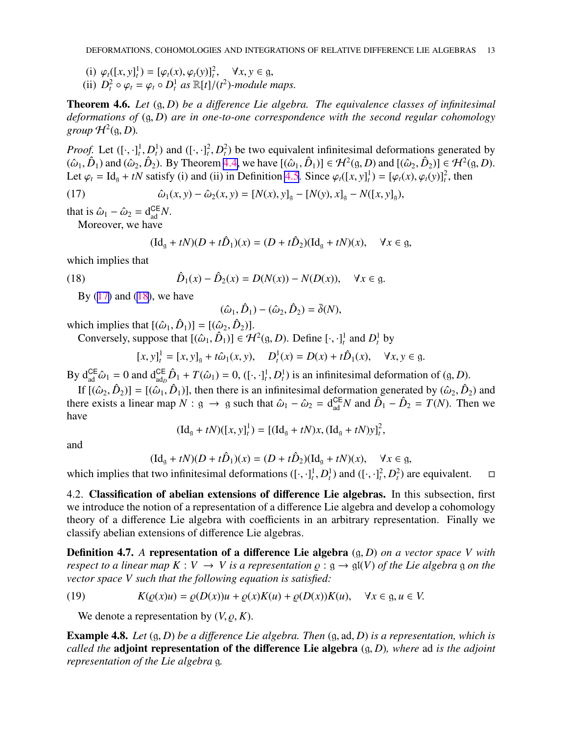(i) $\varphi_t([x,y]_t^1) = [\varphi_t(x), \varphi_t(y)]_t^2, \quad \forall x, y \in \mathfrak{g}$,

(ii) $D_t^2 \circ \varphi_t = \varphi_t \circ D_t^1$ *as* $\mathbb{R}[t]/(t^2)$*-module maps.*

**Theorem 4.6.** *Let* $(\mathfrak{g}, D)$ *be a difference Lie algebra. The equivalence classes of infinitesimal deformations of* $(\mathfrak{g}, D)$ *are in one-to-one correspondence with the second regular cohomology group* $\mathcal{H}^2(\mathfrak{g}, D)$*.*

*Proof.* Let $([\cdot,\cdot]_t^1, D_t^1)$ and $([\cdot,\cdot]_t^2, D_t^2)$ be two equivalent infinitesimal deformations generated by $(\hat{\omega}_1, \hat{D}_1)$ and $(\hat{\omega}_2, \hat{D}_2)$. By Theorem 4.4, we have $[(\hat{\omega}_1, \hat{D}_1)] \in \mathcal{H}^2(\mathfrak{g}, D)$ and $[(\hat{\omega}_2, \hat{D}_2)] \in \mathcal{H}^2(\mathfrak{g}, D)$. Let $\varphi_t = \mathrm{Id}_\mathfrak{g} + tN$ satisfy (i) and (ii) in Definition 4.5. Since $\varphi_t([x,y]_t^1) = [\varphi_t(x), \varphi_t(y)]_t^2$, then

$$\hat{\omega}_1(x,y) - \hat{\omega}_2(x,y) = [N(x), y]_\mathfrak{g} - [N(y), x]_\mathfrak{g} - N([x,y]_\mathfrak{g}), \tag{17}$$

that is $\hat{\omega}_1 - \hat{\omega}_2 = \mathrm{d}_{\mathrm{ad}}^{\mathsf{CE}} N$.

Moreover, we have

$$(\mathrm{Id}_\mathfrak{g} + tN)(D + t\hat{D}_1)(x) = (D + t\hat{D}_2)(\mathrm{Id}_\mathfrak{g} + tN)(x), \quad \forall x \in \mathfrak{g},$$

which implies that

$$\hat{D}_1(x) - \hat{D}_2(x) = D(N(x)) - N(D(x)), \quad \forall x \in \mathfrak{g}. \tag{18}$$

By (17) and (18), we have

$$(\hat{\omega}_1, \hat{D}_1) - (\hat{\omega}_2, \hat{D}_2) = \bar{\delta}(N),$$

which implies that $[(\hat{\omega}_1, \hat{D}_1)] = [(\hat{\omega}_2, \hat{D}_2)]$.

Conversely, suppose that $[(\hat{\omega}_1, \hat{D}_1)] \in \mathcal{H}^2(\mathfrak{g}, D)$. Define $[\cdot,\cdot]_t^1$ and $D_t^1$ by

$$[x,y]_t^1 = [x,y]_\mathfrak{g} + t\hat{\omega}_1(x,y), \quad D_t^1(x) = D(x) + t\hat{D}_1(x), \quad \forall x, y \in \mathfrak{g}.$$

By $\mathrm{d}_{\mathrm{ad}}^{\mathsf{CE}} \hat{\omega}_1 = 0$ and $\mathrm{d}_{\mathrm{ad}_D}^{\mathsf{CE}} \hat{D}_1 + T(\hat{\omega}_1) = 0$, $([\cdot,\cdot]_t^1, D_t^1)$ is an infinitesimal deformation of $(\mathfrak{g}, D)$.

If $[(\hat{\omega}_2, \hat{D}_2)] = [(\hat{\omega}_1, \hat{D}_1)]$, then there is an infinitesimal deformation generated by $(\hat{\omega}_2, \hat{D}_2)$ and there exists a linear map $N : \mathfrak{g} \to \mathfrak{g}$ such that $\hat{\omega}_1 - \hat{\omega}_2 = \mathrm{d}_{\mathrm{ad}}^{\mathsf{CE}} N$ and $\hat{D}_1 - \hat{D}_2 = T(N)$. Then we have

$$(\mathrm{Id}_\mathfrak{g} + tN)([x,y]_t^1) = [(\mathrm{Id}_\mathfrak{g} + tN)x, (\mathrm{Id}_\mathfrak{g} + tN)y]_t^2,$$

and

$$(\mathrm{Id}_\mathfrak{g} + tN)(D + t\hat{D}_1)(x) = (D + t\hat{D}_2)(\mathrm{Id}_\mathfrak{g} + tN)(x), \quad \forall x \in \mathfrak{g},$$

which implies that two infinitesimal deformations $([\cdot,\cdot]_t^1, D_t^1)$ and $([\cdot,\cdot]_t^2, D_t^2)$ are equivalent. □

### 4.2. Classification of abelian extensions of difference Lie algebras.

In this subsection, first we introduce the notion of a representation of a difference Lie algebra and develop a cohomology theory of a difference Lie algebra with coefficients in an arbitrary representation. Finally we classify abelian extensions of difference Lie algebras.

**Definition 4.7.** *A* **representation of a difference Lie algebra** $(\mathfrak{g}, D)$ *on a vector space* $V$ *with respect to a linear map* $K : V \to V$ *is a representation* $\varrho : \mathfrak{g} \to \mathfrak{gl}(V)$ *of the Lie algebra* $\mathfrak{g}$ *on the vector space* $V$ *such that the following equation is satisfied:*

$$K(\varrho(x)u) = \varrho(D(x))u + \varrho(x)K(u) + \varrho(D(x))K(u), \quad \forall x \in \mathfrak{g}, u \in V. \tag{19}$$

We denote a representation by $(V, \varrho, K)$.

**Example 4.8.** *Let* $(\mathfrak{g}, D)$ *be a difference Lie algebra. Then* $(\mathfrak{g}, \mathrm{ad}, D)$ *is a representation, which is called the* **adjoint representation of the difference Lie algebra** $(\mathfrak{g}, D)$*, where* $\mathrm{ad}$ *is the adjoint representation of the Lie algebra* $\mathfrak{g}$*.*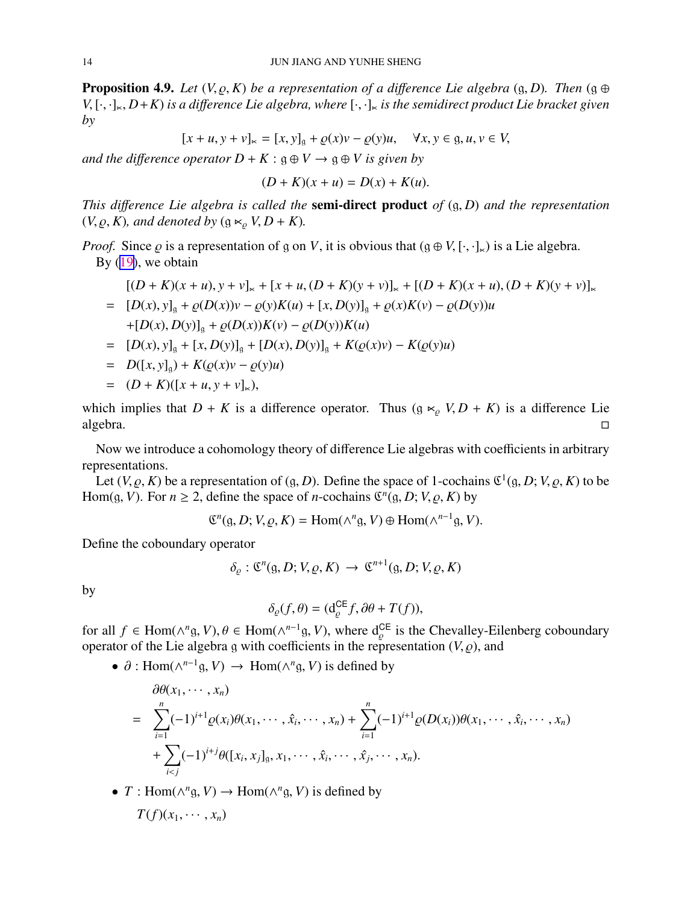**Proposition 4.9.** *Let $(V,\varrho,K)$ be a representation of a difference Lie algebra $(\mathfrak{g},D)$. Then $(\mathfrak{g}\oplus V,[\cdot,\cdot]_\ltimes,D+K)$ is a difference Lie algebra, where $[\cdot,\cdot]_\ltimes$ is the semidirect product Lie bracket given by*

$$[x+u,y+v]_\ltimes=[x,y]_\mathfrak{g}+\varrho(x)v-\varrho(y)u,\quad \forall x,y\in\mathfrak{g},u,v\in V,$$

*and the difference operator $D+K:\mathfrak{g}\oplus V\to\mathfrak{g}\oplus V$ is given by*

$$(D+K)(x+u)=D(x)+K(u).$$

*This difference Lie algebra is called the* **semi-direct product** *of $(\mathfrak{g},D)$ and the representation $(V,\varrho,K)$, and denoted by $(\mathfrak{g}\ltimes_\varrho V,D+K)$.*

*Proof.* Since $\varrho$ is a representation of $\mathfrak{g}$ on $V$, it is obvious that $(\mathfrak{g}\oplus V,[\cdot,\cdot]_\ltimes)$ is a Lie algebra. By (19), we obtain

$$\begin{aligned}
&[(D+K)(x+u),y+v]_\ltimes+[x+u,(D+K)(y+v)]_\ltimes+[(D+K)(x+u),(D+K)(y+v)]_\ltimes\\
=\;&[D(x),y]_\mathfrak{g}+\varrho(D(x))v-\varrho(y)K(u)+[x,D(y)]_\mathfrak{g}+\varrho(x)K(v)-\varrho(D(y))u\\
&+[D(x),D(y)]_\mathfrak{g}+\varrho(D(x))K(v)-\varrho(D(y))K(u)\\
=\;&[D(x),y]_\mathfrak{g}+[x,D(y)]_\mathfrak{g}+[D(x),D(y)]_\mathfrak{g}+K(\varrho(x)v)-K(\varrho(y)u)\\
=\;&D([x,y]_\mathfrak{g})+K(\varrho(x)v-\varrho(y)u)\\
=\;&(D+K)([x+u,y+v]_\ltimes),
\end{aligned}$$

which implies that $D+K$ is a difference operator. Thus $(\mathfrak{g}\ltimes_\varrho V,D+K)$ is a difference Lie algebra. $\square$

Now we introduce a cohomology theory of difference Lie algebras with coefficients in arbitrary representations.

Let $(V,\varrho,K)$ be a representation of $(\mathfrak{g},D)$. Define the space of 1-cochains $\mathfrak{C}^1(\mathfrak{g},D;V,\varrho,K)$ to be $\mathrm{Hom}(\mathfrak{g},V)$. For $n\geq 2$, define the space of $n$-cochains $\mathfrak{C}^n(\mathfrak{g},D;V,\varrho,K)$ by

$$\mathfrak{C}^n(\mathfrak{g},D;V,\varrho,K)=\mathrm{Hom}(\wedge^n\mathfrak{g},V)\oplus\mathrm{Hom}(\wedge^{n-1}\mathfrak{g},V).$$

Define the coboundary operator

$$\delta_\varrho:\mathfrak{C}^n(\mathfrak{g},D;V,\varrho,K)\;\to\;\mathfrak{C}^{n+1}(\mathfrak{g},D;V,\varrho,K)$$

by

$$\delta_\varrho(f,\theta)=(\mathrm{d}^{\mathsf{CE}}_\varrho f,\partial\theta+T(f)),$$

for all $f\in\mathrm{Hom}(\wedge^n\mathfrak{g},V),\theta\in\mathrm{Hom}(\wedge^{n-1}\mathfrak{g},V)$, where $\mathrm{d}^{\mathsf{CE}}_\varrho$ is the Chevalley-Eilenberg coboundary operator of the Lie algebra $\mathfrak{g}$ with coefficients in the representation $(V,\varrho)$, and

- $\partial:\mathrm{Hom}(\wedge^{n-1}\mathfrak{g},V)\;\to\;\mathrm{Hom}(\wedge^n\mathfrak{g},V)$ is defined by

$$\begin{aligned}
&\partial\theta(x_1,\cdots,x_n)\\
=\;&\sum_{i=1}^n(-1)^{i+1}\varrho(x_i)\theta(x_1,\cdots,\hat{x}_i,\cdots,x_n)+\sum_{i=1}^n(-1)^{i+1}\varrho(D(x_i))\theta(x_1,\cdots,\hat{x}_i,\cdots,x_n)\\
&+\sum_{i<j}(-1)^{i+j}\theta([x_i,x_j]_\mathfrak{g},x_1,\cdots,\hat{x}_i,\cdots,\hat{x}_j,\cdots,x_n).
\end{aligned}$$

- $T:\mathrm{Hom}(\wedge^n\mathfrak{g},V)\to\mathrm{Hom}(\wedge^n\mathfrak{g},V)$ is defined by

$$T(f)(x_1,\cdots,x_n)$$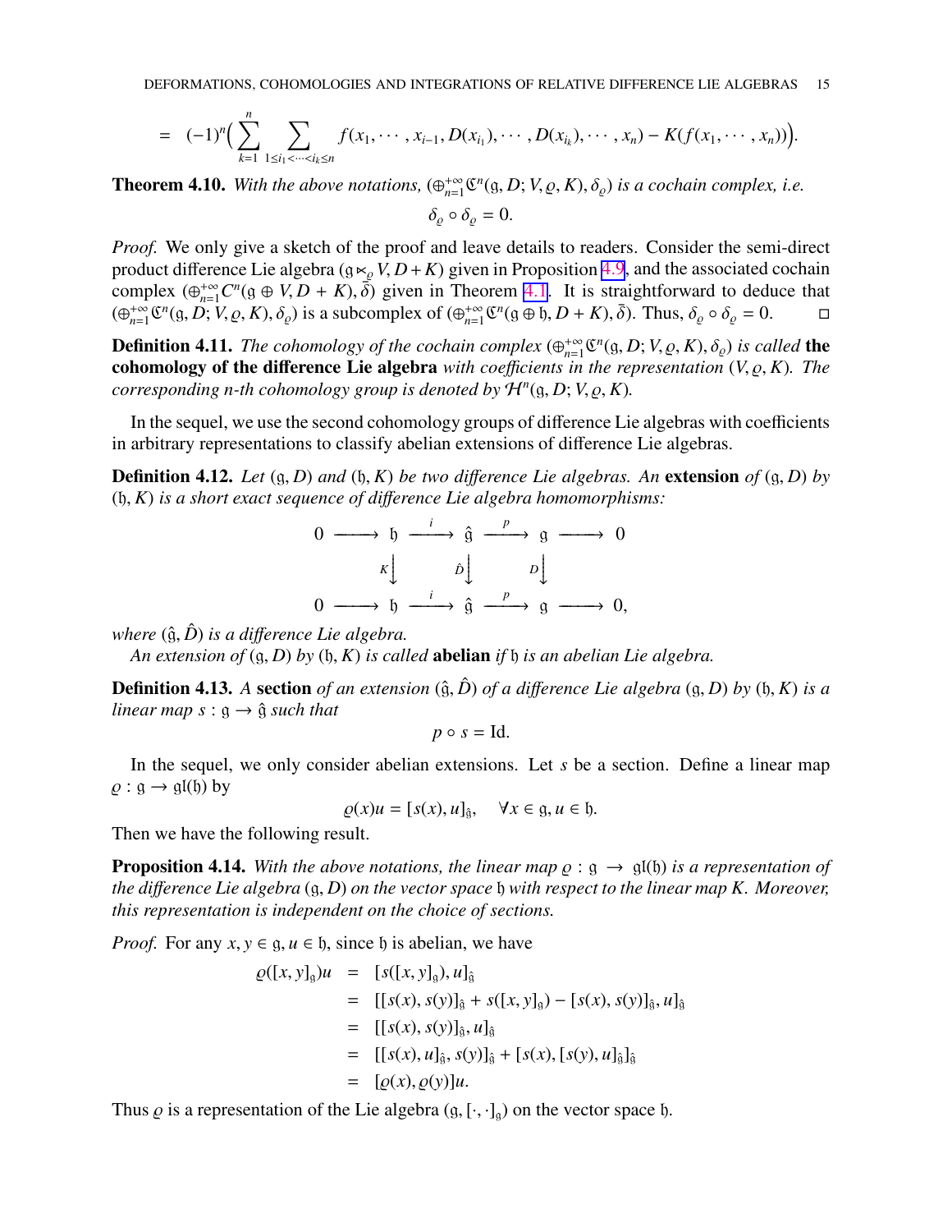$$= (-1)^n\Big(\sum_{k=1}^{n}\sum_{1\leq i_1<\cdots<i_k\leq n} f(x_1,\cdots,x_{i-1},D(x_{i_1}),\cdots,D(x_{i_k}),\cdots,x_n) - K(f(x_1,\cdots,x_n))\Big).$$

**Theorem 4.10.** *With the above notations, $(\oplus_{n=1}^{+\infty}\mathfrak{C}^n(\mathfrak{g},D;V,\varrho,K),\delta_\varrho)$ is a cochain complex, i.e.*

$$\delta_\varrho\circ\delta_\varrho = 0.$$

*Proof.* We only give a sketch of the proof and leave details to readers. Consider the semi-direct product difference Lie algebra $(\mathfrak{g}\ltimes_\varrho V, D+K)$ given in Proposition 4.9, and the associated cochain complex $(\oplus_{n=1}^{+\infty}C^n(\mathfrak{g}\oplus V, D+K),\bar{\delta})$ given in Theorem 4.1. It is straightforward to deduce that $(\oplus_{n=1}^{+\infty}\mathfrak{C}^n(\mathfrak{g},D;V,\varrho,K),\delta_\varrho)$ is a subcomplex of $(\oplus_{n=1}^{+\infty}\mathfrak{C}^n(\mathfrak{g}\oplus\mathfrak{h},D+K),\bar{\delta})$. Thus, $\delta_\varrho\circ\delta_\varrho=0$. □

**Definition 4.11.** *The cohomology of the cochain complex $(\oplus_{n=1}^{+\infty}\mathfrak{C}^n(\mathfrak{g},D;V,\varrho,K),\delta_\varrho)$ is called* **the cohomology of the difference Lie algebra** *with coefficients in the representation $(V,\varrho,K)$. The corresponding n-th cohomology group is denoted by $\mathcal{H}^n(\mathfrak{g},D;V,\varrho,K)$.*

In the sequel, we use the second cohomology groups of difference Lie algebras with coefficients in arbitrary representations to classify abelian extensions of difference Lie algebras.

**Definition 4.12.** *Let $(\mathfrak{g},D)$ and $(\mathfrak{h},K)$ be two difference Lie algebras. An* **extension** *of $(\mathfrak{g},D)$ by $(\mathfrak{h},K)$ is a short exact sequence of difference Lie algebra homomorphisms:*

$$\begin{array}{ccccccccc}
0 & \longrightarrow & \mathfrak{h} & \xrightarrow{\ i\ } & \hat{\mathfrak{g}} & \xrightarrow{\ p\ } & \mathfrak{g} & \longrightarrow & 0\\
 & & {\scriptstyle K}\big\downarrow & & {\scriptstyle \hat{D}}\big\downarrow & & {\scriptstyle D}\big\downarrow & & \\
0 & \longrightarrow & \mathfrak{h} & \xrightarrow{\ i\ } & \hat{\mathfrak{g}} & \xrightarrow{\ p\ } & \mathfrak{g} & \longrightarrow & 0,
\end{array}$$

*where $(\hat{\mathfrak{g}},\hat{D})$ is a difference Lie algebra.*

*An extension of $(\mathfrak{g},D)$ by $(\mathfrak{h},K)$ is called* **abelian** *if $\mathfrak{h}$ is an abelian Lie algebra.*

**Definition 4.13.** *A* **section** *of an extension $(\hat{\mathfrak{g}},\hat{D})$ of a difference Lie algebra $(\mathfrak{g},D)$ by $(\mathfrak{h},K)$ is a linear map $s:\mathfrak{g}\to\hat{\mathfrak{g}}$ such that*

$$p\circ s = \mathrm{Id}.$$

In the sequel, we only consider abelian extensions. Let $s$ be a section. Define a linear map $\varrho:\mathfrak{g}\to\mathfrak{gl}(\mathfrak{h})$ by

$$\varrho(x)u = [s(x),u]_{\hat{\mathfrak{g}}},\quad \forall x\in\mathfrak{g}, u\in\mathfrak{h}.$$

Then we have the following result.

**Proposition 4.14.** *With the above notations, the linear map $\varrho:\mathfrak{g}\to\mathfrak{gl}(\mathfrak{h})$ is a representation of the difference Lie algebra $(\mathfrak{g},D)$ on the vector space $\mathfrak{h}$ with respect to the linear map $K$. Moreover, this representation is independent on the choice of sections.*

*Proof.* For any $x,y\in\mathfrak{g}, u\in\mathfrak{h}$, since $\mathfrak{h}$ is abelian, we have

$$\begin{aligned}
\varrho([x,y]_{\mathfrak{g}})u &= [s([x,y]_{\mathfrak{g}}),u]_{\hat{\mathfrak{g}}}\\
&= [[s(x),s(y)]_{\hat{\mathfrak{g}}} + s([x,y]_{\mathfrak{g}}) - [s(x),s(y)]_{\hat{\mathfrak{g}}},u]_{\hat{\mathfrak{g}}}\\
&= [[s(x),s(y)]_{\hat{\mathfrak{g}}},u]_{\hat{\mathfrak{g}}}\\
&= [[s(x),u]_{\hat{\mathfrak{g}}},s(y)]_{\hat{\mathfrak{g}}} + [s(x),[s(y),u]_{\hat{\mathfrak{g}}}]_{\hat{\mathfrak{g}}}\\
&= [\varrho(x),\varrho(y)]u.
\end{aligned}$$

Thus $\varrho$ is a representation of the Lie algebra $(\mathfrak{g},[\cdot,\cdot]_{\mathfrak{g}})$ on the vector space $\mathfrak{h}$.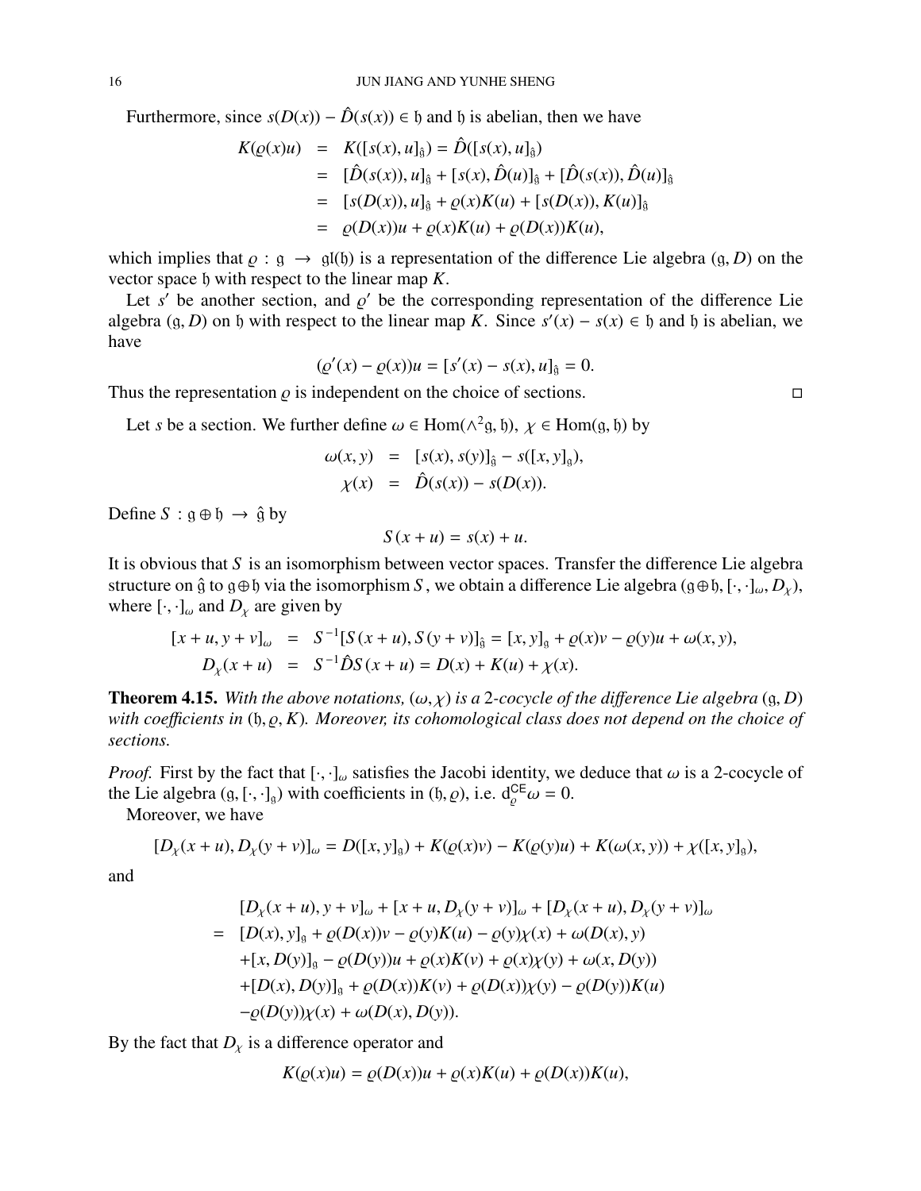Furthermore, since $s(D(x)) - \hat{D}(s(x)) \in \mathfrak{h}$ and $\mathfrak{h}$ is abelian, then we have

$$
\begin{aligned}
K(\varrho(x)u) &= K([s(x), u]_{\hat{\mathfrak{g}}}) = \hat{D}([s(x), u]_{\hat{\mathfrak{g}}}) \\
&= [\hat{D}(s(x)), u]_{\hat{\mathfrak{g}}} + [s(x), \hat{D}(u)]_{\hat{\mathfrak{g}}} + [\hat{D}(s(x)), \hat{D}(u)]_{\hat{\mathfrak{g}}} \\
&= [s(D(x)), u]_{\hat{\mathfrak{g}}} + \varrho(x)K(u) + [s(D(x)), K(u)]_{\hat{\mathfrak{g}}} \\
&= \varrho(D(x))u + \varrho(x)K(u) + \varrho(D(x))K(u),
\end{aligned}
$$

which implies that $\varrho : \mathfrak{g} \to \mathfrak{gl}(\mathfrak{h})$ is a representation of the difference Lie algebra $(\mathfrak{g}, D)$ on the vector space $\mathfrak{h}$ with respect to the linear map $K$.

Let $s'$ be another section, and $\varrho'$ be the corresponding representation of the difference Lie algebra $(\mathfrak{g}, D)$ on $\mathfrak{h}$ with respect to the linear map $K$. Since $s'(x) - s(x) \in \mathfrak{h}$ and $\mathfrak{h}$ is abelian, we have

$$
(\varrho'(x) - \varrho(x))u = [s'(x) - s(x), u]_{\hat{\mathfrak{g}}} = 0.
$$

Thus the representation $\varrho$ is independent on the choice of sections. $\square$

Let $s$ be a section. We further define $\omega \in \mathrm{Hom}(\wedge^2\mathfrak{g}, \mathfrak{h})$, $\chi \in \mathrm{Hom}(\mathfrak{g}, \mathfrak{h})$ by

$$
\begin{aligned}
\omega(x, y) &= [s(x), s(y)]_{\hat{\mathfrak{g}}} - s([x, y]_{\mathfrak{g}}), \\
\chi(x) &= \hat{D}(s(x)) - s(D(x)).
\end{aligned}
$$

Define $S : \mathfrak{g} \oplus \mathfrak{h} \to \hat{\mathfrak{g}}$ by

$$
S(x + u) = s(x) + u.
$$

It is obvious that $S$ is an isomorphism between vector spaces. Transfer the difference Lie algebra structure on $\hat{\mathfrak{g}}$ to $\mathfrak{g} \oplus \mathfrak{h}$ via the isomorphism $S$, we obtain a difference Lie algebra $(\mathfrak{g} \oplus \mathfrak{h}, [\cdot, \cdot]_\omega, D_\chi)$, where $[\cdot, \cdot]_\omega$ and $D_\chi$ are given by

$$
\begin{aligned}
[x + u, y + v]_\omega &= S^{-1}[S(x + u), S(y + v)]_{\hat{\mathfrak{g}}} = [x, y]_{\mathfrak{g}} + \varrho(x)v - \varrho(y)u + \omega(x, y), \\
D_\chi(x + u) &= S^{-1}\hat{D}S(x + u) = D(x) + K(u) + \chi(x).
\end{aligned}
$$

**Theorem 4.15.** *With the above notations, $(\omega, \chi)$ is a 2-cocycle of the difference Lie algebra $(\mathfrak{g}, D)$ with coefficients in $(\mathfrak{h}, \varrho, K)$. Moreover, its cohomological class does not depend on the choice of sections.*

*Proof.* First by the fact that $[\cdot, \cdot]_\omega$ satisfies the Jacobi identity, we deduce that $\omega$ is a 2-cocycle of the Lie algebra $(\mathfrak{g}, [\cdot, \cdot]_{\mathfrak{g}})$ with coefficients in $(\mathfrak{h}, \varrho)$, i.e. $\mathrm{d}^{\mathsf{CE}}_\varrho \omega = 0$.

Moreover, we have

$$
[D_\chi(x + u), D_\chi(y + v)]_\omega = D([x, y]_{\mathfrak{g}}) + K(\varrho(x)v) - K(\varrho(y)u) + K(\omega(x, y)) + \chi([x, y]_{\mathfrak{g}}),
$$

and

$$
\begin{aligned}
& [D_\chi(x + u), y + v]_\omega + [x + u, D_\chi(y + v)]_\omega + [D_\chi(x + u), D_\chi(y + v)]_\omega \\
= \ & [D(x), y]_{\mathfrak{g}} + \varrho(D(x))v - \varrho(y)K(u) - \varrho(y)\chi(x) + \omega(D(x), y) \\
& + [x, D(y)]_{\mathfrak{g}} - \varrho(D(y))u + \varrho(x)K(v) + \varrho(x)\chi(y) + \omega(x, D(y)) \\
& + [D(x), D(y)]_{\mathfrak{g}} + \varrho(D(x))K(v) + \varrho(D(x))\chi(y) - \varrho(D(y))K(u) \\
& - \varrho(D(y))\chi(x) + \omega(D(x), D(y)).
\end{aligned}
$$

By the fact that $D_\chi$ is a difference operator and

$$
K(\varrho(x)u) = \varrho(D(x))u + \varrho(x)K(u) + \varrho(D(x))K(u),
$$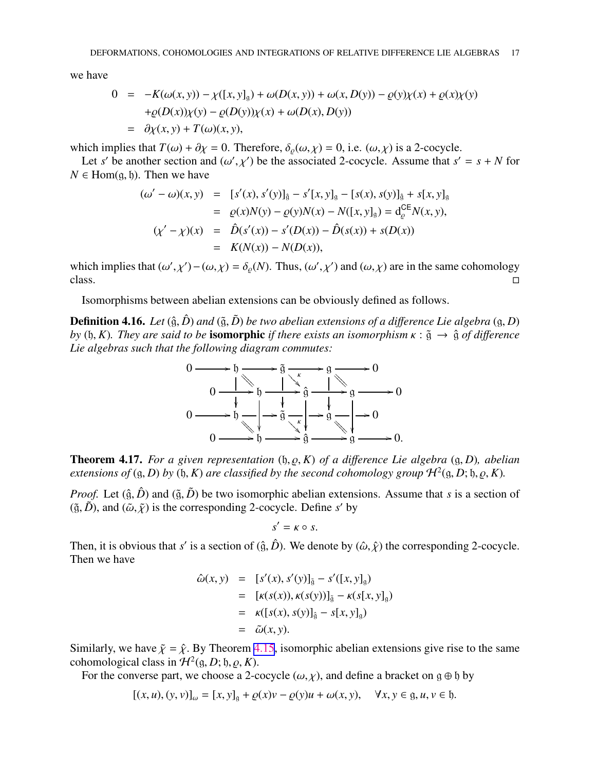we have

$$
\begin{aligned}
0 &= -K(\omega(x,y)) - \chi([x,y]_{\mathfrak{g}}) + \omega(D(x,y)) + \omega(x, D(y)) - \varrho(y)\chi(x) + \varrho(x)\chi(y) \\
&\quad +\varrho(D(x))\chi(y) - \varrho(D(y))\chi(x) + \omega(D(x), D(y)) \\
&= \partial\chi(x,y) + T(\omega)(x,y),
\end{aligned}
$$

which implies that $T(\omega) + \partial\chi = 0$. Therefore, $\delta_\varrho(\omega,\chi) = 0$, i.e. $(\omega,\chi)$ is a 2-cocycle.

Let $s'$ be another section and $(\omega',\chi')$ be the associated 2-cocycle. Assume that $s' = s + N$ for $N \in \mathrm{Hom}(\mathfrak{g},\mathfrak{h})$. Then we have

$$
\begin{aligned}
(\omega' - \omega)(x,y) &= [s'(x), s'(y)]_{\hat{\mathfrak{g}}} - s'[x,y]_{\mathfrak{g}} - [s(x), s(y)]_{\hat{\mathfrak{g}}} + s[x,y]_{\mathfrak{g}} \\
&= \varrho(x)N(y) - \varrho(y)N(x) - N([x,y]_{\mathfrak{g}}) = \mathrm{d}^{\mathsf{CE}}_{\varrho}N(x,y), \\
(\chi' - \chi)(x) &= \hat{D}(s'(x)) - s'(D(x)) - \hat{D}(s(x)) + s(D(x)) \\
&= K(N(x)) - N(D(x)),
\end{aligned}
$$

which implies that $(\omega',\chi') - (\omega,\chi) = \delta_\varrho(N)$. Thus, $(\omega',\chi')$ and $(\omega,\chi)$ are in the same cohomology class. ◻

Isomorphisms between abelian extensions can be obviously defined as follows.

**Definition 4.16.** *Let $(\hat{\mathfrak{g}}, \hat{D})$ and $(\tilde{\mathfrak{g}}, \tilde{D})$ be two abelian extensions of a difference Lie algebra $(\mathfrak{g}, D)$ by $(\mathfrak{h}, K)$. They are said to be* **isomorphic** *if there exists an isomorphism $\kappa : \tilde{\mathfrak{g}} \to \hat{\mathfrak{g}}$ of difference Lie algebras such that the following diagram commutes:*

$$
\begin{array}{ccccccccc}
0 \longrightarrow & \mathfrak{h} & \longrightarrow & \tilde{\mathfrak{g}} & \longrightarrow & \mathfrak{g} & \longrightarrow 0 \\
 & \| & & \downarrow \kappa & & \| & \\
0 \longrightarrow & \mathfrak{h} & \longrightarrow & \hat{\mathfrak{g}} & \longrightarrow & \mathfrak{g} & \longrightarrow 0 \\
 & \downarrow & & \downarrow & & \downarrow & \\
0 \longrightarrow & \mathfrak{h} & \longrightarrow & \tilde{\mathfrak{g}} & \longrightarrow & \mathfrak{g} & \longrightarrow 0 \\
 & \| & & \downarrow \kappa & & \| & \\
0 \longrightarrow & \mathfrak{h} & \longrightarrow & \hat{\mathfrak{g}} & \longrightarrow & \mathfrak{g} & \longrightarrow 0.
\end{array}
$$

**Theorem 4.17.** *For a given representation $(\mathfrak{h}, \varrho, K)$ of a difference Lie algebra $(\mathfrak{g}, D)$, abelian extensions of $(\mathfrak{g}, D)$ by $(\mathfrak{h}, K)$ are classified by the second cohomology group $\mathcal{H}^2(\mathfrak{g}, D; \mathfrak{h}, \varrho, K)$.*

*Proof.* Let $(\hat{\mathfrak{g}}, \hat{D})$ and $(\tilde{\mathfrak{g}}, \tilde{D})$ be two isomorphic abelian extensions. Assume that $s$ is a section of $(\tilde{\mathfrak{g}}, \tilde{D})$, and $(\tilde{\omega}, \tilde{\chi})$ is the corresponding 2-cocycle. Define $s'$ by

$$
s' = \kappa \circ s.
$$

Then, it is obvious that $s'$ is a section of $(\hat{\mathfrak{g}}, \hat{D})$. We denote by $(\hat{\omega}, \hat{\chi})$ the corresponding 2-cocycle. Then we have

$$
\begin{aligned}
\hat{\omega}(x,y) &= [s'(x), s'(y)]_{\tilde{\mathfrak{g}}} - s'([x,y]_{\mathfrak{g}}) \\
&= [\kappa(s(x)), \kappa(s(y))]_{\tilde{\mathfrak{g}}} - \kappa(s[x,y]_{\mathfrak{g}}) \\
&= \kappa([s(x), s(y)]_{\hat{\mathfrak{g}}} - s[x,y]_{\mathfrak{g}}) \\
&= \tilde{\omega}(x,y).
\end{aligned}
$$

Similarly, we have $\tilde{\chi} = \hat{\chi}$. By Theorem 4.15, isomorphic abelian extensions give rise to the same cohomological class in $\mathcal{H}^2(\mathfrak{g}, D; \mathfrak{h}, \varrho, K)$.

For the converse part, we choose a 2-cocycle $(\omega, \chi)$, and define a bracket on $\mathfrak{g} \oplus \mathfrak{h}$ by

$$
[(x,u),(y,v)]_\omega = [x,y]_{\mathfrak{g}} + \varrho(x)v - \varrho(y)u + \omega(x,y), \quad \forall x,y \in \mathfrak{g}, u,v \in \mathfrak{h}.
$$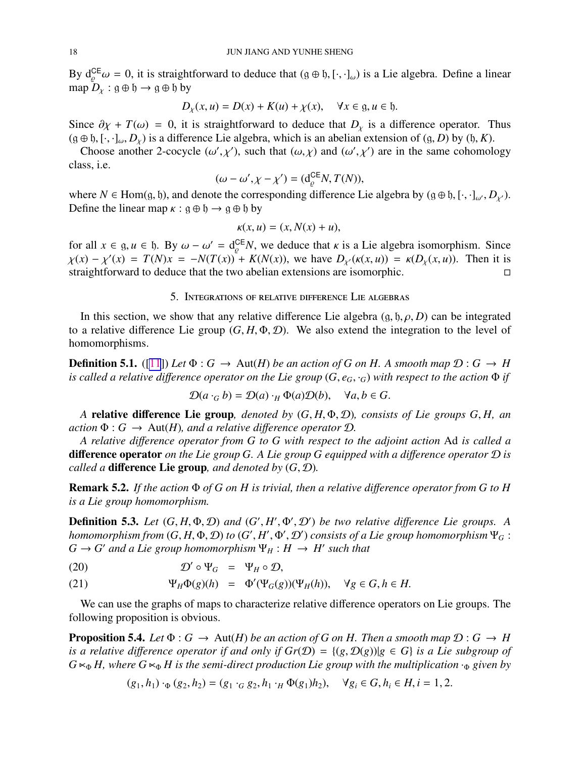By $\mathrm{d}^{\mathsf{CE}}_{\varrho}\omega = 0$, it is straightforward to deduce that $(\mathfrak{g}\oplus\mathfrak{h}, [\cdot,\cdot]_\omega)$ is a Lie algebra. Define a linear map $D_\chi : \mathfrak{g}\oplus\mathfrak{h} \to \mathfrak{g}\oplus\mathfrak{h}$ by

$$D_\chi(x,u) = D(x) + K(u) + \chi(x), \quad \forall x \in \mathfrak{g}, u \in \mathfrak{h}.$$

Since $\partial\chi + T(\omega) = 0$, it is straightforward to deduce that $D_\chi$ is a difference operator. Thus $(\mathfrak{g}\oplus\mathfrak{h}, [\cdot,\cdot]_\omega, D_\chi)$ is a difference Lie algebra, which is an abelian extension of $(\mathfrak{g}, D)$ by $(\mathfrak{h}, K)$.

Choose another 2-cocycle $(\omega', \chi')$, such that $(\omega,\chi)$ and $(\omega',\chi')$ are in the same cohomology class, i.e.

$$(\omega - \omega', \chi - \chi') = (\mathrm{d}^{\mathsf{CE}}_{\varrho}N, T(N)),$$

where $N \in \mathrm{Hom}(\mathfrak{g},\mathfrak{h})$, and denote the corresponding difference Lie algebra by $(\mathfrak{g}\oplus\mathfrak{h}, [\cdot,\cdot]_{\omega'}, D_{\chi'})$. Define the linear map $\kappa : \mathfrak{g}\oplus\mathfrak{h} \to \mathfrak{g}\oplus\mathfrak{h}$ by

$$\kappa(x,u) = (x, N(x) + u),$$

for all $x \in \mathfrak{g}, u \in \mathfrak{h}$. By $\omega - \omega' = \mathrm{d}^{\mathsf{CE}}_{\varrho}N$, we deduce that $\kappa$ is a Lie algebra isomorphism. Since $\chi(x) - \chi'(x) = T(N)x = -N(T(x)) + K(N(x))$, we have $D_{\chi'}(\kappa(x,u)) = \kappa(D_\chi(x,u))$. Then it is straightforward to deduce that the two abelian extensions are isomorphic. □

## 5. Integrations of relative difference Lie algebras

In this section, we show that any relative difference Lie algebra $(\mathfrak{g}, \mathfrak{h}, \rho, D)$ can be integrated to a relative difference Lie group $(G, H, \Phi, \mathcal{D})$. We also extend the integration to the level of homomorphisms.

**Definition 5.1.** ([11]) *Let $\Phi : G \to \mathrm{Aut}(H)$ be an action of $G$ on $H$. A smooth map $\mathcal{D} : G \to H$ is called a relative difference operator on the Lie group $(G, e_G, \cdot_G)$ with respect to the action $\Phi$ if*

$$\mathcal{D}(a \cdot_G b) = \mathcal{D}(a) \cdot_H \Phi(a)\mathcal{D}(b), \quad \forall a, b \in G.$$

*A* **relative difference Lie group***, denoted by $(G, H, \Phi, \mathcal{D})$, consists of Lie groups $G, H$, an action $\Phi : G \to \mathrm{Aut}(H)$, and a relative difference operator $\mathcal{D}$.*

*A relative difference operator from $G$ to $G$ with respect to the adjoint action $\mathrm{Ad}$ is called a* **difference operator** *on the Lie group $G$. A Lie group $G$ equipped with a difference operator $\mathcal{D}$ is called a* **difference Lie group***, and denoted by $(G, \mathcal{D})$.*

**Remark 5.2.** *If the action $\Phi$ of $G$ on $H$ is trivial, then a relative difference operator from $G$ to $H$ is a Lie group homomorphism.*

**Definition 5.3.** *Let $(G, H, \Phi, \mathcal{D})$ and $(G', H', \Phi', \mathcal{D}')$ be two relative difference Lie groups. A homomorphism from $(G, H, \Phi, \mathcal{D})$ to $(G', H', \Phi', \mathcal{D}')$ consists of a Lie group homomorphism $\Psi_G : G \to G'$ and a Lie group homomorphism $\Psi_H : H \to H'$ such that*

$$\mathcal{D}' \circ \Psi_G = \Psi_H \circ \mathcal{D}, \tag{20}$$

$$\Psi_H\Phi(g)(h) = \Phi'(\Psi_G(g))(\Psi_H(h)), \quad \forall g \in G, h \in H. \tag{21}$$

We can use the graphs of maps to characterize relative difference operators on Lie groups. The following proposition is obvious.

**Proposition 5.4.** *Let $\Phi : G \to \mathrm{Aut}(H)$ be an action of $G$ on $H$. Then a smooth map $\mathcal{D} : G \to H$ is a relative difference operator if and only if $Gr(\mathcal{D}) = \{(g, \mathcal{D}(g)) | g \in G\}$ is a Lie subgroup of $G \ltimes_\Phi H$, where $G \ltimes_\Phi H$ is the semi-direct production Lie group with the multiplication $\cdot_\Phi$ given by*

$$(g_1, h_1) \cdot_\Phi (g_2, h_2) = (g_1 \cdot_G g_2, h_1 \cdot_H \Phi(g_1)h_2), \quad \forall g_i \in G, h_i \in H, i = 1, 2.$$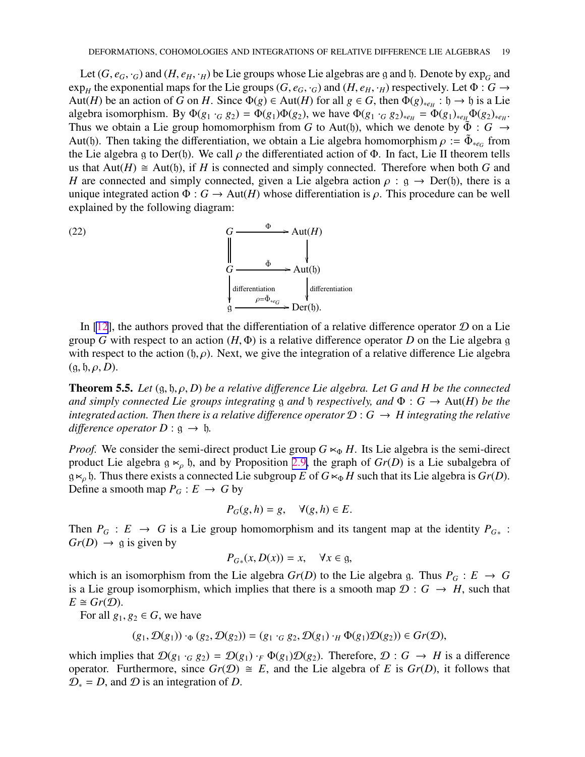Let $(G, e_G, \cdot_G)$ and $(H, e_H, \cdot_H)$ be Lie groups whose Lie algebras are $\mathfrak{g}$ and $\mathfrak{h}$. Denote by $\exp_G$ and $\exp_H$ the exponential maps for the Lie groups $(G, e_G, \cdot_G)$ and $(H, e_H, \cdot_H)$ respectively. Let $\Phi : G \to \mathrm{Aut}(H)$ be an action of $G$ on $H$. Since $\Phi(g) \in \mathrm{Aut}(H)$ for all $g \in G$, then $\Phi(g)_{*e_H} : \mathfrak{h} \to \mathfrak{h}$ is a Lie algebra isomorphism. By $\Phi(g_1 \cdot_G g_2) = \Phi(g_1)\Phi(g_2)$, we have $\Phi(g_1 \cdot_G g_2)_{*e_H} = \Phi(g_1)_{*e_H}\Phi(g_2)_{*e_H}$. Thus we obtain a Lie group homomorphism from $G$ to $\mathrm{Aut}(\mathfrak{h})$, which we denote by $\tilde{\Phi} : G \to \mathrm{Aut}(\mathfrak{h})$. Then taking the differentiation, we obtain a Lie algebra homomorphism $\rho := \tilde{\Phi}_{*e_G}$ from the Lie algebra $\mathfrak{g}$ to $\mathrm{Der}(\mathfrak{h})$. We call $\rho$ the differentiated action of $\Phi$. In fact, Lie II theorem tells us that $\mathrm{Aut}(H) \cong \mathrm{Aut}(\mathfrak{h})$, if $H$ is connected and simply connected. Therefore when both $G$ and $H$ are connected and simply connected, given a Lie algebra action $\rho : \mathfrak{g} \to \mathrm{Der}(\mathfrak{h})$, there is a unique integrated action $\Phi : G \to \mathrm{Aut}(H)$ whose differentiation is $\rho$. This procedure can be well explained by the following diagram:

$$
\begin{array}{ccc}
G & \xrightarrow{\quad\Phi\quad} & \mathrm{Aut}(H) \\
\Vert & & \downarrow \\
G & \xrightarrow{\quad\tilde{\Phi}\quad} & \mathrm{Aut}(\mathfrak{h}) \\
\downarrow{\scriptstyle \text{differentiation}} & & \downarrow{\scriptstyle \text{differentiation}} \\
\mathfrak{g} & \xrightarrow{\ \rho=\tilde{\Phi}_{*e_G}\ } & \mathrm{Der}(\mathfrak{h}).
\end{array}
\tag{22}
$$

In [12], the authors proved that the differentiation of a relative difference operator $\mathcal{D}$ on a Lie group $G$ with respect to an action $(H, \Phi)$ is a relative difference operator $D$ on the Lie algebra $\mathfrak{g}$ with respect to the action $(\mathfrak{h}, \rho)$. Next, we give the integration of a relative difference Lie algebra $(\mathfrak{g}, \mathfrak{h}, \rho, D)$.

**Theorem 5.5.** *Let $(\mathfrak{g}, \mathfrak{h}, \rho, D)$ be a relative difference Lie algebra. Let $G$ and $H$ be the connected and simply connected Lie groups integrating $\mathfrak{g}$ and $\mathfrak{h}$ respectively, and $\Phi : G \to \mathrm{Aut}(H)$ be the integrated action. Then there is a relative difference operator $\mathcal{D} : G \to H$ integrating the relative difference operator $D : \mathfrak{g} \to \mathfrak{h}$.*

*Proof.* We consider the semi-direct product Lie group $G \ltimes_\Phi H$. Its Lie algebra is the semi-direct product Lie algebra $\mathfrak{g} \ltimes_\rho \mathfrak{h}$, and by Proposition 2.9, the graph of $Gr(D)$ is a Lie subalgebra of $\mathfrak{g} \ltimes_\rho \mathfrak{h}$. Thus there exists a connected Lie subgroup $E$ of $G \ltimes_\Phi H$ such that its Lie algebra is $Gr(D)$. Define a smooth map $P_G : E \to G$ by

$$P_G(g, h) = g, \quad \forall (g, h) \in E.$$

Then $P_G : E \to G$ is a Lie group homomorphism and its tangent map at the identity $P_{G*} : Gr(D) \to \mathfrak{g}$ is given by

$$P_{G*}(x, D(x)) = x, \quad \forall x \in \mathfrak{g},$$

which is an isomorphism from the Lie algebra $Gr(D)$ to the Lie algebra $\mathfrak{g}$. Thus $P_G : E \to G$ is a Lie group isomorphism, which implies that there is a smooth map $\mathcal{D} : G \to H$, such that $E \cong Gr(\mathcal{D})$.

For all $g_1, g_2 \in G$, we have

$$(g_1, \mathcal{D}(g_1)) \cdot_\Phi (g_2, \mathcal{D}(g_2)) = (g_1 \cdot_G g_2, \mathcal{D}(g_1) \cdot_H \Phi(g_1)\mathcal{D}(g_2)) \in Gr(\mathcal{D}),$$

which implies that $\mathcal{D}(g_1 \cdot_G g_2) = \mathcal{D}(g_1) \cdot_F \Phi(g_1)\mathcal{D}(g_2)$. Therefore, $\mathcal{D} : G \to H$ is a difference operator. Furthermore, since $Gr(\mathcal{D}) \cong E$, and the Lie algebra of $E$ is $Gr(D)$, it follows that $\mathcal{D}_* = D$, and $\mathcal{D}$ is an integration of $D$.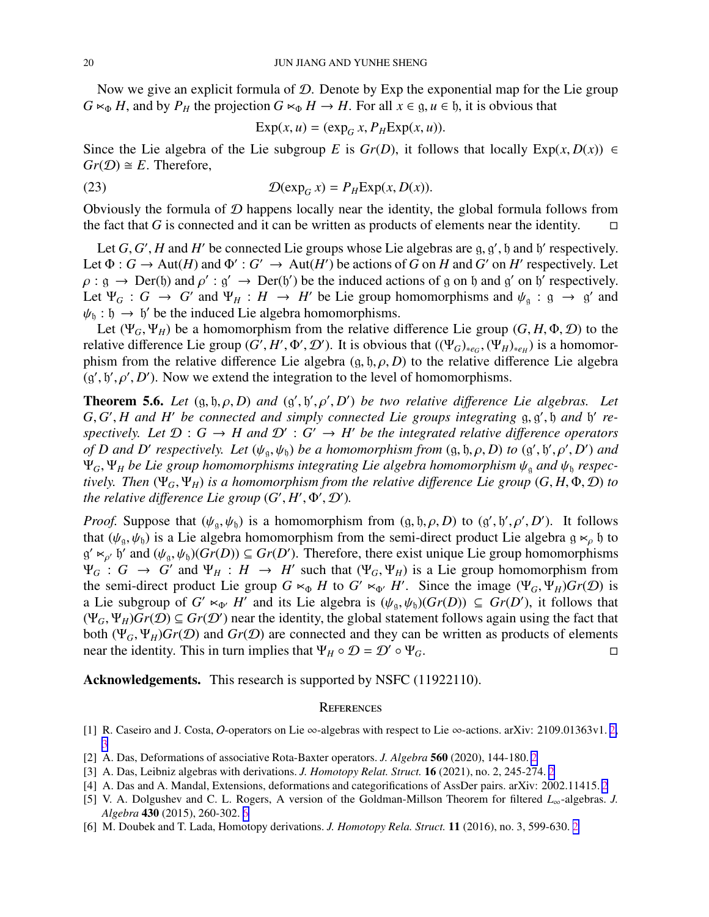Now we give an explicit formula of $\mathcal{D}$. Denote by Exp the exponential map for the Lie group $G \ltimes_\Phi H$, and by $P_H$ the projection $G \ltimes_\Phi H \to H$. For all $x \in \mathfrak{g}, u \in \mathfrak{h}$, it is obvious that

$$\mathrm{Exp}(x, u) = (\exp_G x, P_H \mathrm{Exp}(x, u)).$$

Since the Lie algebra of the Lie subgroup $E$ is $Gr(D)$, it follows that locally $\mathrm{Exp}(x, D(x)) \in Gr(\mathcal{D}) \cong E$. Therefore,

$$\mathcal{D}(\exp_G x) = P_H \mathrm{Exp}(x, D(x)). \tag{23}$$

Obviously the formula of $\mathcal{D}$ happens locally near the identity, the global formula follows from the fact that $G$ is connected and it can be written as products of elements near the identity. □

Let $G, G', H$ and $H'$ be connected Lie groups whose Lie algebras are $\mathfrak{g}, \mathfrak{g}', \mathfrak{h}$ and $\mathfrak{h}'$ respectively. Let $\Phi : G \to \mathrm{Aut}(H)$ and $\Phi' : G' \to \mathrm{Aut}(H')$ be actions of $G$ on $H$ and $G'$ on $H'$ respectively. Let $\rho : \mathfrak{g} \to \mathrm{Der}(\mathfrak{h})$ and $\rho' : \mathfrak{g}' \to \mathrm{Der}(\mathfrak{h}')$ be the induced actions of $\mathfrak{g}$ on $\mathfrak{h}$ and $\mathfrak{g}'$ on $\mathfrak{h}'$ respectively. Let $\Psi_G : G \to G'$ and $\Psi_H : H \to H'$ be Lie group homomorphisms and $\psi_\mathfrak{g} : \mathfrak{g} \to \mathfrak{g}'$ and $\psi_\mathfrak{h} : \mathfrak{h} \to \mathfrak{h}'$ be the induced Lie algebra homomorphisms.

Let $(\Psi_G, \Psi_H)$ be a homomorphism from the relative difference Lie group $(G, H, \Phi, \mathcal{D})$ to the relative difference Lie group $(G', H', \Phi', \mathcal{D}')$. It is obvious that $((\Psi_G)_{*e_G}, (\Psi_H)_{*e_H})$ is a homomorphism from the relative difference Lie algebra $(\mathfrak{g}, \mathfrak{h}, \rho, D)$ to the relative difference Lie algebra $(\mathfrak{g}', \mathfrak{h}', \rho', D')$. Now we extend the integration to the level of homomorphisms.

**Theorem 5.6.** *Let $(\mathfrak{g}, \mathfrak{h}, \rho, D)$ and $(\mathfrak{g}', \mathfrak{h}', \rho', D')$ be two relative difference Lie algebras. Let $G, G', H$ and $H'$ be connected and simply connected Lie groups integrating $\mathfrak{g}, \mathfrak{g}', \mathfrak{h}$ and $\mathfrak{h}'$ respectively. Let $\mathcal{D} : G \to H$ and $\mathcal{D}' : G' \to H'$ be the integrated relative difference operators of $D$ and $D'$ respectively. Let $(\psi_\mathfrak{g}, \psi_\mathfrak{h})$ be a homomorphism from $(\mathfrak{g}, \mathfrak{h}, \rho, D)$ to $(\mathfrak{g}', \mathfrak{h}', \rho', D')$ and $\Psi_G, \Psi_H$ be Lie group homomorphisms integrating Lie algebra homomorphism $\psi_\mathfrak{g}$ and $\psi_\mathfrak{h}$ respectively. Then $(\Psi_G, \Psi_H)$ is a homomorphism from the relative difference Lie group $(G, H, \Phi, \mathcal{D})$ to the relative difference Lie group $(G', H', \Phi', \mathcal{D}')$.*

*Proof.* Suppose that $(\psi_\mathfrak{g}, \psi_\mathfrak{h})$ is a homomorphism from $(\mathfrak{g}, \mathfrak{h}, \rho, D)$ to $(\mathfrak{g}', \mathfrak{h}', \rho', D')$. It follows that $(\psi_\mathfrak{g}, \psi_\mathfrak{h})$ is a Lie algebra homomorphism from the semi-direct product Lie algebra $\mathfrak{g} \ltimes_\rho \mathfrak{h}$ to $\mathfrak{g}' \ltimes_{\rho'} \mathfrak{h}'$ and $(\psi_\mathfrak{g}, \psi_\mathfrak{h})(Gr(D)) \subseteq Gr(D')$. Therefore, there exist unique Lie group homomorphisms $\Psi_G : G \to G'$ and $\Psi_H : H \to H'$ such that $(\Psi_G, \Psi_H)$ is a Lie group homomorphism from the semi-direct product Lie group $G \ltimes_\Phi H$ to $G' \ltimes_{\Phi'} H'$. Since the image $(\Psi_G, \Psi_H)Gr(\mathcal{D})$ is a Lie subgroup of $G' \ltimes_{\Phi'} H'$ and its Lie algebra is $(\psi_\mathfrak{g}, \psi_\mathfrak{h})(Gr(D)) \subseteq Gr(D')$, it follows that $(\Psi_G, \Psi_H)Gr(\mathcal{D}) \subseteq Gr(\mathcal{D}')$ near the identity, the global statement follows again using the fact that both $(\Psi_G, \Psi_H)Gr(\mathcal{D})$ and $Gr(\mathcal{D})$ are connected and they can be written as products of elements near the identity. This in turn implies that $\Psi_H \circ \mathcal{D} = \mathcal{D}' \circ \Psi_G$. □

**Acknowledgements.** This research is supported by NSFC (11922110).

## References

[1] R. Caseiro and J. Costa, $O$-operators on Lie $\infty$-algebras with respect to Lie $\infty$-actions. arXiv: 2109.01363v1. 2, 3

[2] A. Das, Deformations of associative Rota-Baxter operators. *J. Algebra* **560** (2020), 144-180. 2

[3] A. Das, Leibniz algebras with derivations. *J. Homotopy Relat. Struct.* **16** (2021), no. 2, 245-274. 2

[4] A. Das and A. Mandal, Extensions, deformations and categorifications of AssDer pairs. arXiv: 2002.11415. 2

[5] V. A. Dolgushev and C. L. Rogers, A version of the Goldman-Millson Theorem for filtered $L_\infty$-algebras. *J. Algebra* **430** (2015), 260-302. 6

[6] M. Doubek and T. Lada, Homotopy derivations. *J. Homotopy Rela. Struct.* **11** (2016), no. 3, 599-630. 2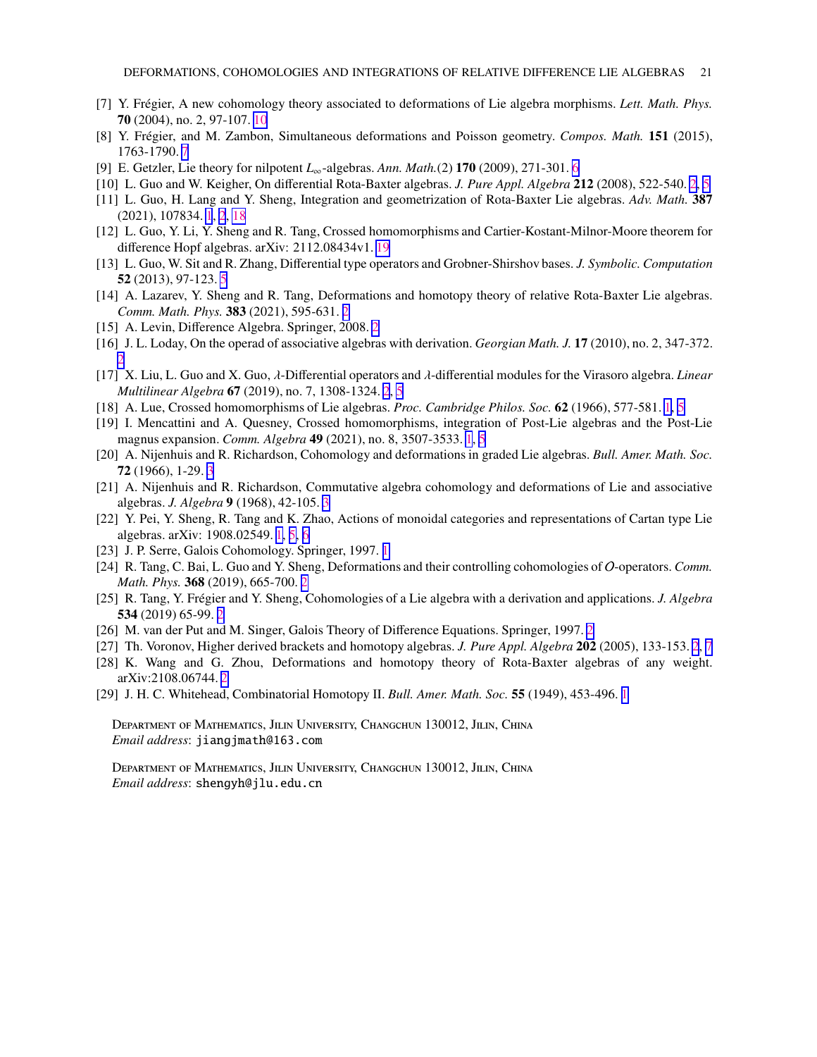[7] Y. Frégier, A new cohomology theory associated to deformations of Lie algebra morphisms. *Lett. Math. Phys.* **70** (2004), no. 2, 97-107. 10

[8] Y. Frégier, and M. Zambon, Simultaneous deformations and Poisson geometry. *Compos. Math.* **151** (2015), 1763-1790. 7

[9] E. Getzler, Lie theory for nilpotent $L_\infty$-algebras. *Ann. Math.*(2) **170** (2009), 271-301. 6

[10] L. Guo and W. Keigher, On differential Rota-Baxter algebras. *J. Pure Appl. Algebra* **212** (2008), 522-540. 2, 5

[11] L. Guo, H. Lang and Y. Sheng, Integration and geometrization of Rota-Baxter Lie algebras. *Adv. Math.* **387** (2021), 107834. 1, 2, 18

[12] L. Guo, Y. Li, Y. Sheng and R. Tang, Crossed homomorphisms and Cartier-Kostant-Milnor-Moore theorem for difference Hopf algebras. arXiv: 2112.08434v1. 19

[13] L. Guo, W. Sit and R. Zhang, Differential type operators and Grobner-Shirshov bases. *J. Symbolic. Computation* **52** (2013), 97-123. 5

[14] A. Lazarev, Y. Sheng and R. Tang, Deformations and homotopy theory of relative Rota-Baxter Lie algebras. *Comm. Math. Phys.* **383** (2021), 595-631. 2

[15] A. Levin, Difference Algebra. Springer, 2008. 2

[16] J. L. Loday, On the operad of associative algebras with derivation. *Georgian Math. J.* **17** (2010), no. 2, 347-372. 2

[17] X. Liu, L. Guo and X. Guo, $\lambda$-Differential operators and $\lambda$-differential modules for the Virasoro algebra. *Linear Multilinear Algebra* **67** (2019), no. 7, 1308-1324. 2, 5

[18] A. Lue, Crossed homomorphisms of Lie algebras. *Proc. Cambridge Philos. Soc.* **62** (1966), 577-581. 1, 5

[19] I. Mencattini and A. Quesney, Crossed homomorphisms, integration of Post-Lie algebras and the Post-Lie magnus expansion. *Comm. Algebra* **49** (2021), no. 8, 3507-3533. 1, 5

[20] A. Nijenhuis and R. Richardson, Cohomology and deformations in graded Lie algebras. *Bull. Amer. Math. Soc.* **72** (1966), 1-29. 3

[21] A. Nijenhuis and R. Richardson, Commutative algebra cohomology and deformations of Lie and associative algebras. *J. Algebra* **9** (1968), 42-105. 3

[22] Y. Pei, Y. Sheng, R. Tang and K. Zhao, Actions of monoidal categories and representations of Cartan type Lie algebras. arXiv: 1908.02549. 1, 5, 6

[23] J. P. Serre, Galois Cohomology. Springer, 1997. 1

[24] R. Tang, C. Bai, L. Guo and Y. Sheng, Deformations and their controlling cohomologies of $O$-operators. *Comm. Math. Phys.* **368** (2019), 665-700. 2

[25] R. Tang, Y. Frégier and Y. Sheng, Cohomologies of a Lie algebra with a derivation and applications. *J. Algebra* **534** (2019) 65-99. 2

[26] M. van der Put and M. Singer, Galois Theory of Difference Equations. Springer, 1997. 2

[27] Th. Voronov, Higher derived brackets and homotopy algebras. *J. Pure Appl. Algebra* **202** (2005), 133-153. 2, 7

[28] K. Wang and G. Zhou, Deformations and homotopy theory of Rota-Baxter algebras of any weight. arXiv:2108.06744. 2

[29] J. H. C. Whitehead, Combinatorial Homotopy II. *Bull. Amer. Math. Soc.* **55** (1949), 453-496. 1

Department of Mathematics, Jilin University, Changchun 130012, Jilin, China
*Email address*: jiangjmath@163.com

Department of Mathematics, Jilin University, Changchun 130012, Jilin, China
*Email address*: shengyh@jlu.edu.cn